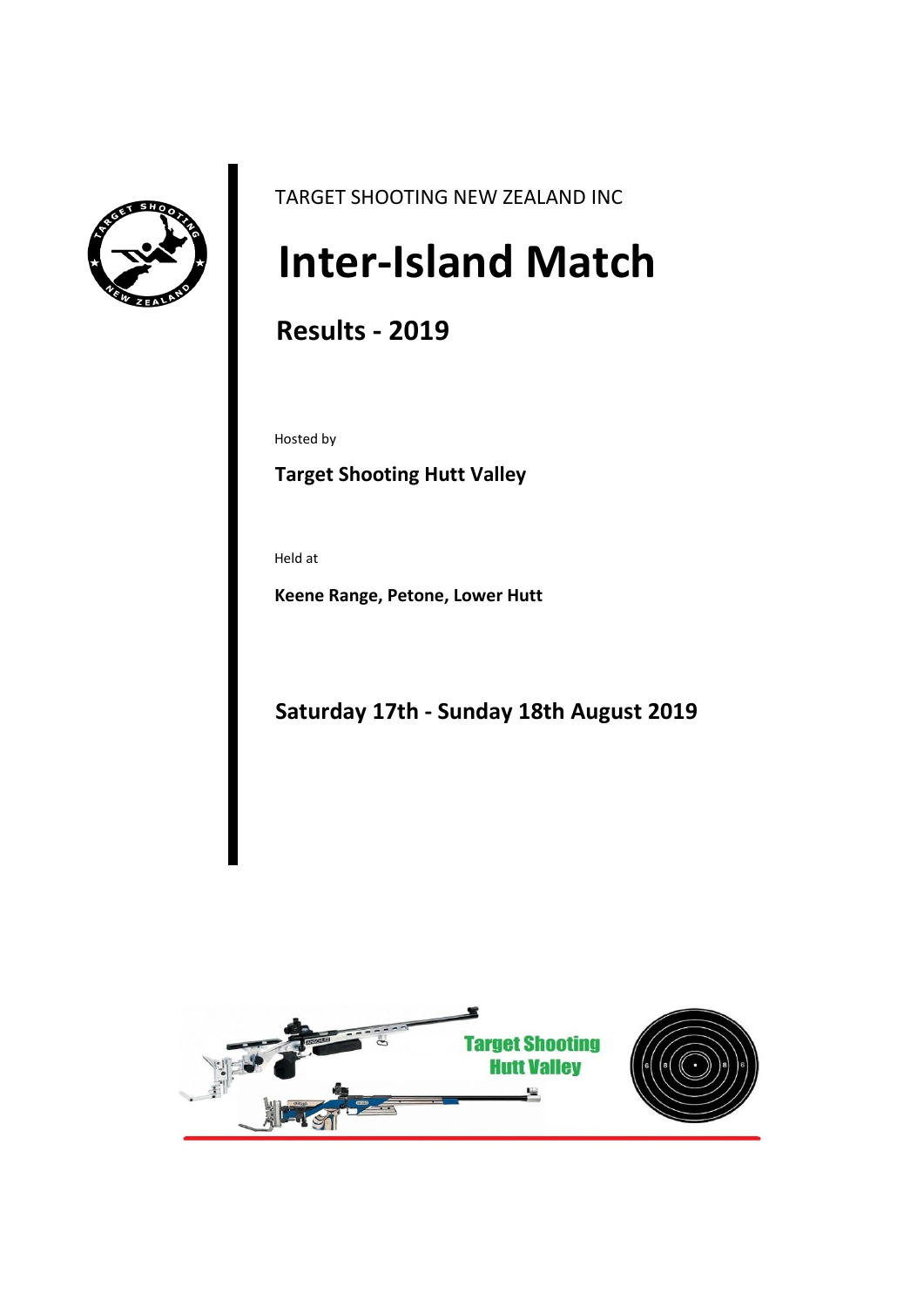TARGET SHOOTING NEW ZEALAND INC

# Inter-Island Match

## Results - 2019

Hosted by

**Target Shooting Hutt Valley**

Held at

**Keene Range, Petone, Lower Hutt**

**Saturday 17th - Sunday 18th August 2019**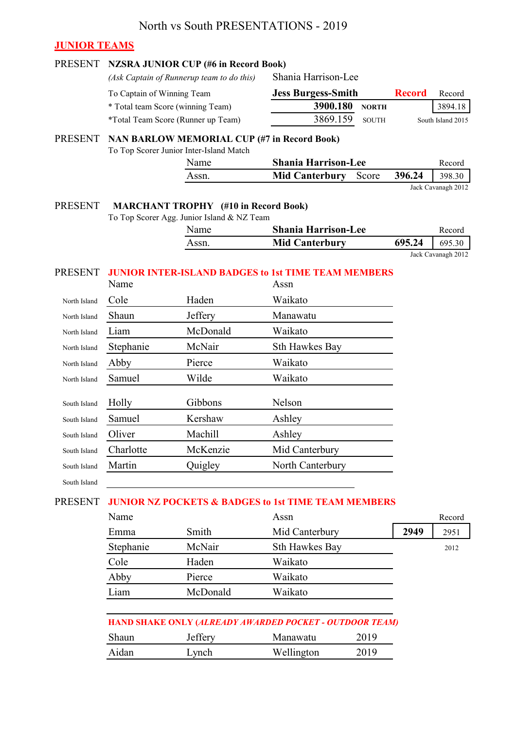# North vs South PRESENTATIONS - 2019

## JUNIOR TEAMS

**PRESENT NZSRA JUNIOR CUP (#6 in Record Book)**

*(Ask Captain of Runnerup team to do this)* Shania Harrison-Lee

| | | | | |
|---|---|---|---|---|
| To Captain of Winning Team | **Jess Burgess-Smith** | | **Record** | Record |
| * Total team Score (winning Team) | **3900.180** | **NORTH** | | 3894.18 |
| *Total Team Score (Runner up Team) | 3869.159 | SOUTH | | South Island 2015 |

**PRESENT NAN BARLOW MEMORIAL CUP (#7 in Record Book)**

To Top Scorer Junior Inter-Island Match

| | | | | |
|---|---|---|---|---|
| Name | **Shania Harrison-Lee** | | | Record |
| Assn. | **Mid Canterbury** | Score | **396.24** | 398.30 |
| | | | | Jack Cavanagh 2012 |

**PRESENT MARCHANT TROPHY (#10 in Record Book)**

To Top Scorer Agg. Junior Island & NZ Team

| | | | |
|---|---|---|---|
| Name | **Shania Harrison-Lee** | | Record |
| Assn. | **Mid Canterbury** | **695.24** | 695.30 |
| | | | Jack Cavanagh 2012 |

**PRESENT JUNIOR INTER-ISLAND BADGES to 1st TIME TEAM MEMBERS**

| | Name | | Assn |
|---|---|---|---|
| North Island | Cole | Haden | Waikato |
| North Island | Shaun | Jeffery | Manawatu |
| North Island | Liam | McDonald | Waikato |
| North Island | Stephanie | McNair | Sth Hawkes Bay |
| North Island | Abby | Pierce | Waikato |
| North Island | Samuel | Wilde | Waikato |
| South Island | Holly | Gibbons | Nelson |
| South Island | Samuel | Kershaw | Ashley |
| South Island | Oliver | Machill | Ashley |
| South Island | Charlotte | McKenzie | Mid Canterbury |
| South Island | Martin | Quigley | North Canterbury |
| South Island | | | |

**PRESENT JUNIOR NZ POCKETS & BADGES to 1st TIME TEAM MEMBERS**

| Name | | Assn | | Record |
|---|---|---|---|---|
| Emma | Smith | Mid Canterbury | **2949** | 2951 |
| Stephanie | McNair | Sth Hawkes Bay | | 2012 |
| Cole | Haden | Waikato | | |
| Abby | Pierce | Waikato | | |
| Liam | McDonald | Waikato | | |

**HAND SHAKE ONLY (*ALREADY AWARDED POCKET - OUTDOOR TEAM*)**

| | | | |
|---|---|---|---|
| Shaun | Jeffery | Manawatu | 2019 |
| Aidan | Lynch | Wellington | 2019 |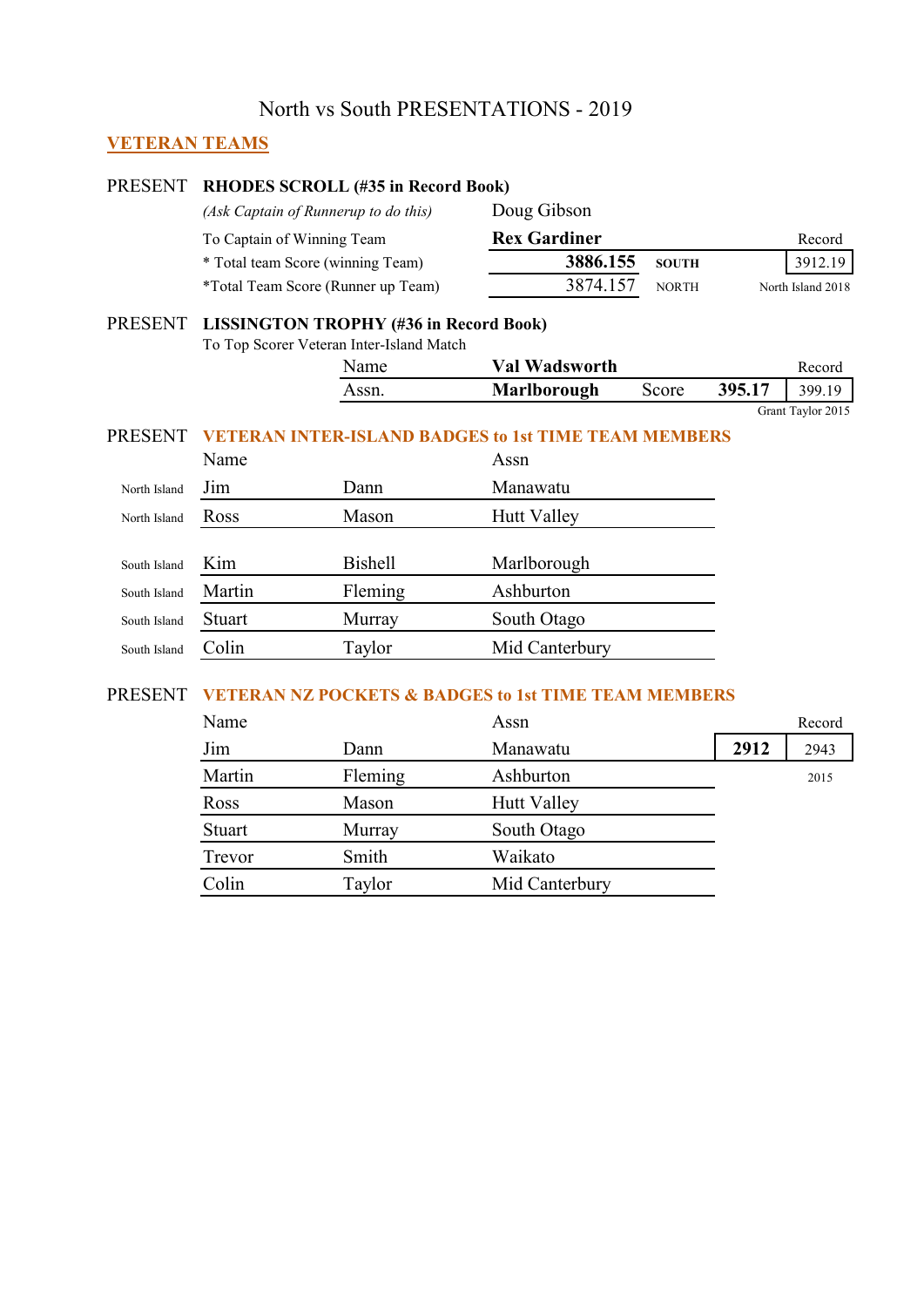# North vs South PRESENTATIONS - 2019

## VETERAN TEAMS

PRESENT **RHODES SCROLL (#35 in Record Book)**

| | | | Record |
|---|---|---|---|
| *(Ask Captain of Runnerup to do this)* | Doug Gibson | | |
| To Captain of Winning Team | **Rex Gardiner** | | |
| * Total team Score (winning Team) | **3886.155** | **SOUTH** | 3912.19 |
| *Total Team Score (Runner up Team) | 3874.157 | NORTH | North Island 2018 |

PRESENT **LISSINGTON TROPHY (#36 in Record Book)**

To Top Scorer Veteran Inter-Island Match

| | | | | Record |
|---|---|---|---|---|
| Name | **Val Wadsworth** | | | |
| Assn. | **Marlborough** | Score | **395.17** | 399.19 |
| | | | | Grant Taylor 2015 |

PRESENT **VETERAN INTER-ISLAND BADGES to 1st TIME TEAM MEMBERS**

| | Name | | Assn |
|---|---|---|---|
| North Island | Jim | Dann | Manawatu |
| North Island | Ross | Mason | Hutt Valley |
| South Island | Kim | Bishell | Marlborough |
| South Island | Martin | Fleming | Ashburton |
| South Island | Stuart | Murray | South Otago |
| South Island | Colin | Taylor | Mid Canterbury |

PRESENT **VETERAN NZ POCKETS & BADGES to 1st TIME TEAM MEMBERS**

| Name | | Assn | | Record |
|---|---|---|---|---|
| Jim | Dann | Manawatu | **2912** | 2943 |
| Martin | Fleming | Ashburton | | 2015 |
| Ross | Mason | Hutt Valley | | |
| Stuart | Murray | South Otago | | |
| Trevor | Smith | Waikato | | |
| Colin | Taylor | Mid Canterbury | | |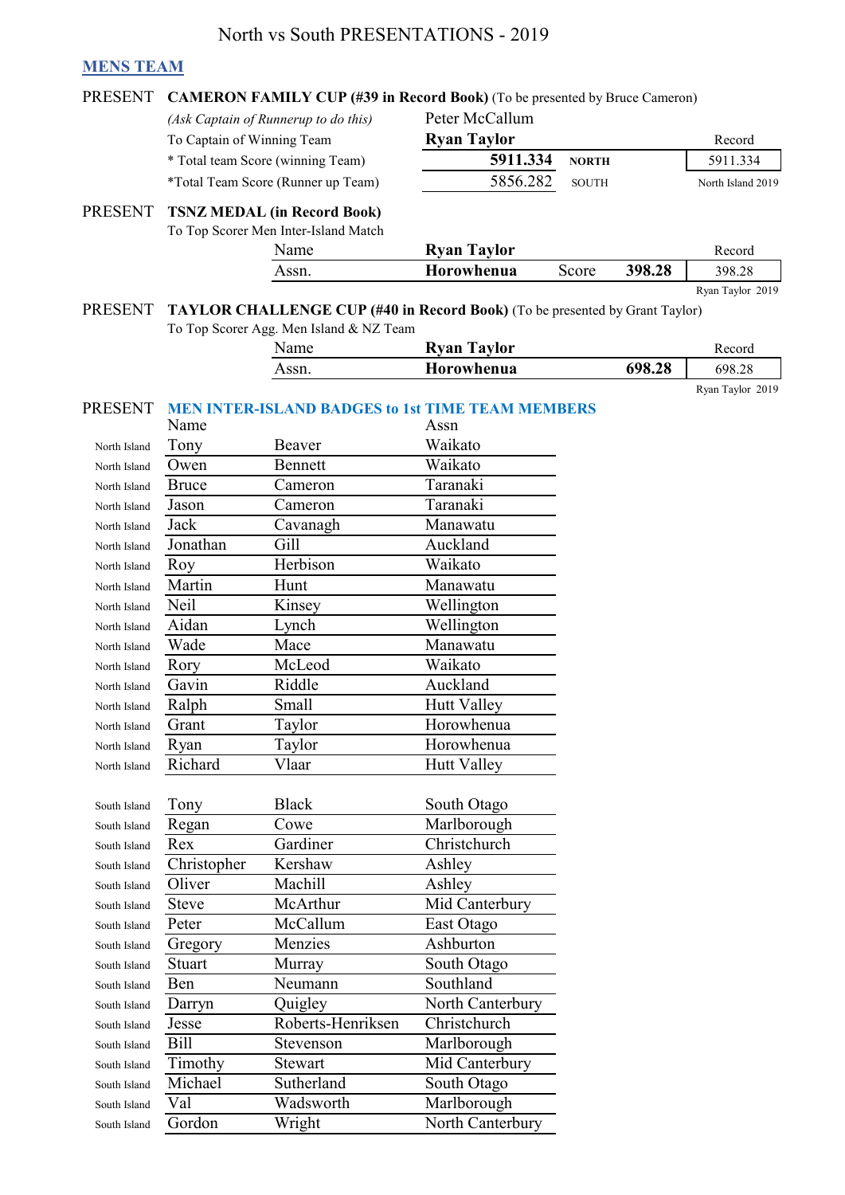# North vs South PRESENTATIONS - 2019

## MENS TEAM

PRESENT **CAMERON FAMILY CUP (#39 in Record Book)** (To be presented by Bruce Cameron)

| | | | |
|---|---|---|---|
| *(Ask Captain of Runnerup to do this)* | Peter McCallum | | |
| To Captain of Winning Team | **Ryan Taylor** | | Record |
| * Total team Score (winning Team) | **5911.334** | **NORTH** | 5911.334 |
| *Total Team Score (Runner up Team) | 5856.282 | SOUTH | North Island 2019 |

PRESENT **TSNZ MEDAL (in Record Book)**

To Top Scorer Men Inter-Island Match

| | | | | |
|---|---|---|---|---|
| Name | **Ryan Taylor** | | | Record |
| Assn. | **Horowhenua** | Score | **398.28** | 398.28 |
| | | | | Ryan Taylor 2019 |

PRESENT **TAYLOR CHALLENGE CUP (#40 in Record Book)** (To be presented by Grant Taylor)

To Top Scorer Agg. Men Island & NZ Team

| | | | |
|---|---|---|---|
| Name | **Ryan Taylor** | | Record |
| Assn. | **Horowhenua** | **698.28** | 698.28 |
| | | | Ryan Taylor 2019 |

PRESENT **MEN INTER-ISLAND BADGES to 1st TIME TEAM MEMBERS**

| | Name | | Assn |
|---|---|---|---|
| North Island | Tony | Beaver | Waikato |
| North Island | Owen | Bennett | Waikato |
| North Island | Bruce | Cameron | Taranaki |
| North Island | Jason | Cameron | Taranaki |
| North Island | Jack | Cavanagh | Manawatu |
| North Island | Jonathan | Gill | Auckland |
| North Island | Roy | Herbison | Waikato |
| North Island | Martin | Hunt | Manawatu |
| North Island | Neil | Kinsey | Wellington |
| North Island | Aidan | Lynch | Wellington |
| North Island | Wade | Mace | Manawatu |
| North Island | Rory | McLeod | Waikato |
| North Island | Gavin | Riddle | Auckland |
| North Island | Ralph | Small | Hutt Valley |
| North Island | Grant | Taylor | Horowhenua |
| North Island | Ryan | Taylor | Horowhenua |
| North Island | Richard | Vlaar | Hutt Valley |
| | | | |
| South Island | Tony | Black | South Otago |
| South Island | Regan | Cowe | Marlborough |
| South Island | Rex | Gardiner | Christchurch |
| South Island | Christopher | Kershaw | Ashley |
| South Island | Oliver | Machill | Ashley |
| South Island | Steve | McArthur | Mid Canterbury |
| South Island | Peter | McCallum | East Otago |
| South Island | Gregory | Menzies | Ashburton |
| South Island | Stuart | Murray | South Otago |
| South Island | Ben | Neumann | Southland |
| South Island | Darryn | Quigley | North Canterbury |
| South Island | Jesse | Roberts-Henriksen | Christchurch |
| South Island | Bill | Stevenson | Marlborough |
| South Island | Timothy | Stewart | Mid Canterbury |
| South Island | Michael | Sutherland | South Otago |
| South Island | Val | Wadsworth | Marlborough |
| South Island | Gordon | Wright | North Canterbury |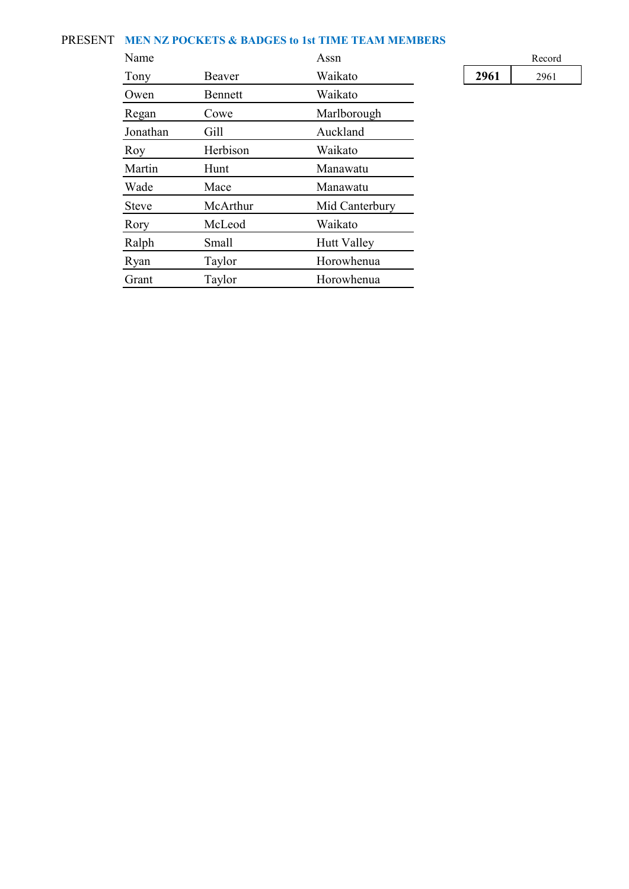PRESENT **MEN NZ POCKETS & BADGES to 1st TIME TEAM MEMBERS**

| Name | | Assn |
|---|---|---|
| Tony | Beaver | Waikato |
| Owen | Bennett | Waikato |
| Regan | Cowe | Marlborough |
| Jonathan | Gill | Auckland |
| Roy | Herbison | Waikato |
| Martin | Hunt | Manawatu |
| Wade | Mace | Manawatu |
| Steve | McArthur | Mid Canterbury |
| Rory | McLeod | Waikato |
| Ralph | Small | Hutt Valley |
| Ryan | Taylor | Horowhenua |
| Grant | Taylor | Horowhenua |

| | Record |
|---|---|
| **2961** | 2961 |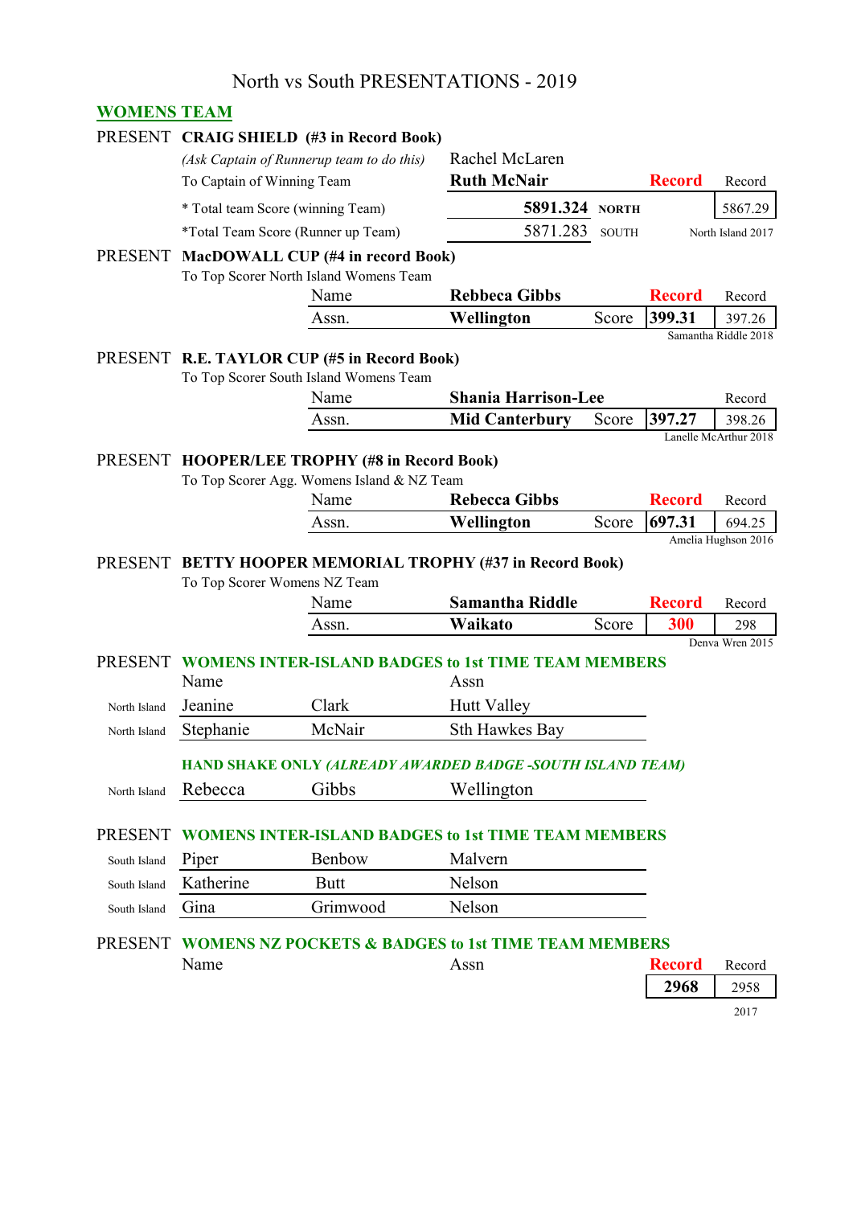# North vs South PRESENTATIONS - 2019

## WOMENS TEAM

PRESENT **CRAIG SHIELD (#3 in Record Book)**

*(Ask Captain of Runnerup team to do this)* Rachel McLaren

| | | | Record | Record |
|---|---|---|---|---|
| To Captain of Winning Team | **Ruth McNair** | | | |
| * Total team Score (winning Team) | **5891.324** | **NORTH** | | 5867.29 |
| *Total Team Score (Runner up Team) | 5871.283 | SOUTH | | North Island 2017 |

PRESENT **MacDOWALL CUP (#4 in record Book)**

To Top Scorer North Island Womens Team

| | | | Record | Record |
|---|---|---|---|---|
| Name | **Rebbeca Gibbs** | | | |
| Assn. | **Wellington** | Score | **399.31** | 397.26 |
| | | | | Samantha Riddle 2018 |

PRESENT **R.E. TAYLOR CUP (#5 in Record Book)**

To Top Scorer South Island Womens Team

| | | | | Record |
|---|---|---|---|---|
| Name | **Shania Harrison-Lee** | | | |
| Assn. | **Mid Canterbury** | Score | **397.27** | 398.26 |
| | | | | Lanelle McArthur 2018 |

PRESENT **HOOPER/LEE TROPHY (#8 in Record Book)**

To Top Scorer Agg. Womens Island & NZ Team

| | | | Record | Record |
|---|---|---|---|---|
| Name | **Rebecca Gibbs** | | | |
| Assn. | **Wellington** | Score | **697.31** | 694.25 |
| | | | | Amelia Hughson 2016 |

PRESENT **BETTY HOOPER MEMORIAL TROPHY (#37 in Record Book)**

To Top Scorer Womens NZ Team

| | | | Record | Record |
|---|---|---|---|---|
| Name | **Samantha Riddle** | | | |
| Assn. | **Waikato** | Score | **300** | 298 |
| | | | | Denva Wren 2015 |

PRESENT **WOMENS INTER-ISLAND BADGES to 1st TIME TEAM MEMBERS**

| | Name | | Assn |
|---|---|---|---|
| North Island | Jeanine | Clark | Hutt Valley |
| North Island | Stephanie | McNair | Sth Hawkes Bay |

**HAND SHAKE ONLY *(ALREADY AWARDED BADGE -SOUTH ISLAND TEAM)***

| | | | |
|---|---|---|---|
| North Island | Rebecca | Gibbs | Wellington |

PRESENT **WOMENS INTER-ISLAND BADGES to 1st TIME TEAM MEMBERS**

| | | | |
|---|---|---|---|
| South Island | Piper | Benbow | Malvern |
| South Island | Katherine | Butt | Nelson |
| South Island | Gina | Grimwood | Nelson |

PRESENT **WOMENS NZ POCKETS & BADGES to 1st TIME TEAM MEMBERS**

| Name | Assn | Record | Record |
|---|---|---|---|
| | | **2968** | 2958 |
| | | | 2017 |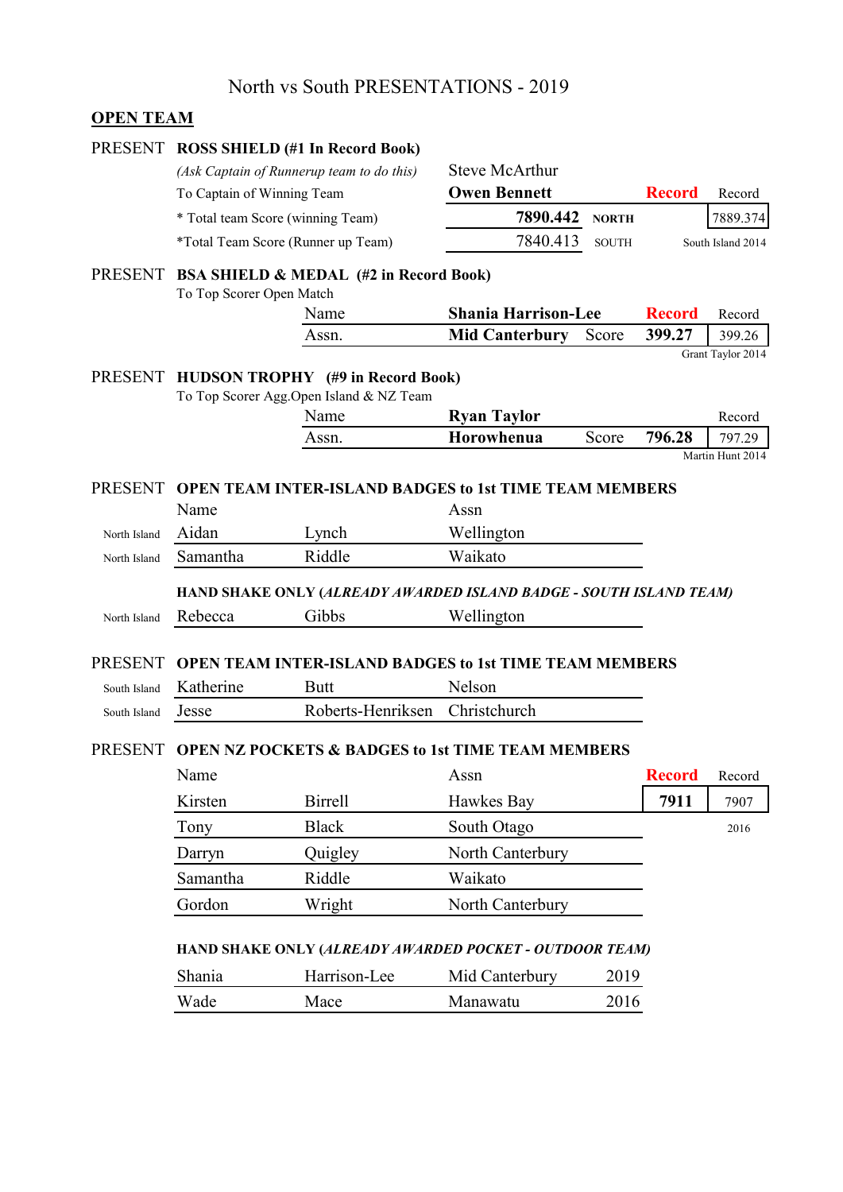# North vs South PRESENTATIONS - 2019

## OPEN TEAM

PRESENT **ROSS SHIELD (#1 In Record Book)**

| | | | | |
|---|---|---|---|---|
| *(Ask Captain of Runnerup team to do this)* | Steve McArthur | | | |
| To Captain of Winning Team | **Owen Bennett** | | **Record** | Record |
| * Total team Score (winning Team) | **7890.442** | **NORTH** | | 7889.374 |
| *Total Team Score (Runner up Team) | 7840.413 | SOUTH | | South Island 2014 |

PRESENT **BSA SHIELD & MEDAL (#2 in Record Book)**

To Top Scorer Open Match

| | | | | |
|---|---|---|---|---|
| Name | **Shania Harrison-Lee** | | **Record** | Record |
| Assn. | **Mid Canterbury** | Score | **399.27** | 399.26 |
| | | | | Grant Taylor 2014 |

PRESENT **HUDSON TROPHY (#9 in Record Book)**

To Top Scorer Agg.Open Island & NZ Team

| | | | | |
|---|---|---|---|---|
| Name | **Ryan Taylor** | | | Record |
| Assn. | **Horowhenua** | Score | **796.28** | 797.29 |
| | | | | Martin Hunt 2014 |

PRESENT **OPEN TEAM INTER-ISLAND BADGES to 1st TIME TEAM MEMBERS**

| | Name | | Assn |
|---|---|---|---|
| North Island | Aidan | Lynch | Wellington |
| North Island | Samantha | Riddle | Waikato |

**HAND SHAKE ONLY (*ALREADY AWARDED ISLAND BADGE - SOUTH ISLAND TEAM)***

| | | | |
|---|---|---|---|
| North Island | Rebecca | Gibbs | Wellington |

PRESENT **OPEN TEAM INTER-ISLAND BADGES to 1st TIME TEAM MEMBERS**

| | | | |
|---|---|---|---|
| South Island | Katherine | Butt | Nelson |
| South Island | Jesse | Roberts-Henriksen | Christchurch |

PRESENT **OPEN NZ POCKETS & BADGES to 1st TIME TEAM MEMBERS**

| Name | | Assn | **Record** | Record |
|---|---|---|---|---|
| Kirsten | Birrell | Hawkes Bay | **7911** | 7907 |
| Tony | Black | South Otago | | 2016 |
| Darryn | Quigley | North Canterbury | | |
| Samantha | Riddle | Waikato | | |
| Gordon | Wright | North Canterbury | | |

**HAND SHAKE ONLY (*ALREADY AWARDED POCKET - OUTDOOR TEAM)***

| | | | |
|---|---|---|---|
| Shania | Harrison-Lee | Mid Canterbury | 2019 |
| Wade | Mace | Manawatu | 2016 |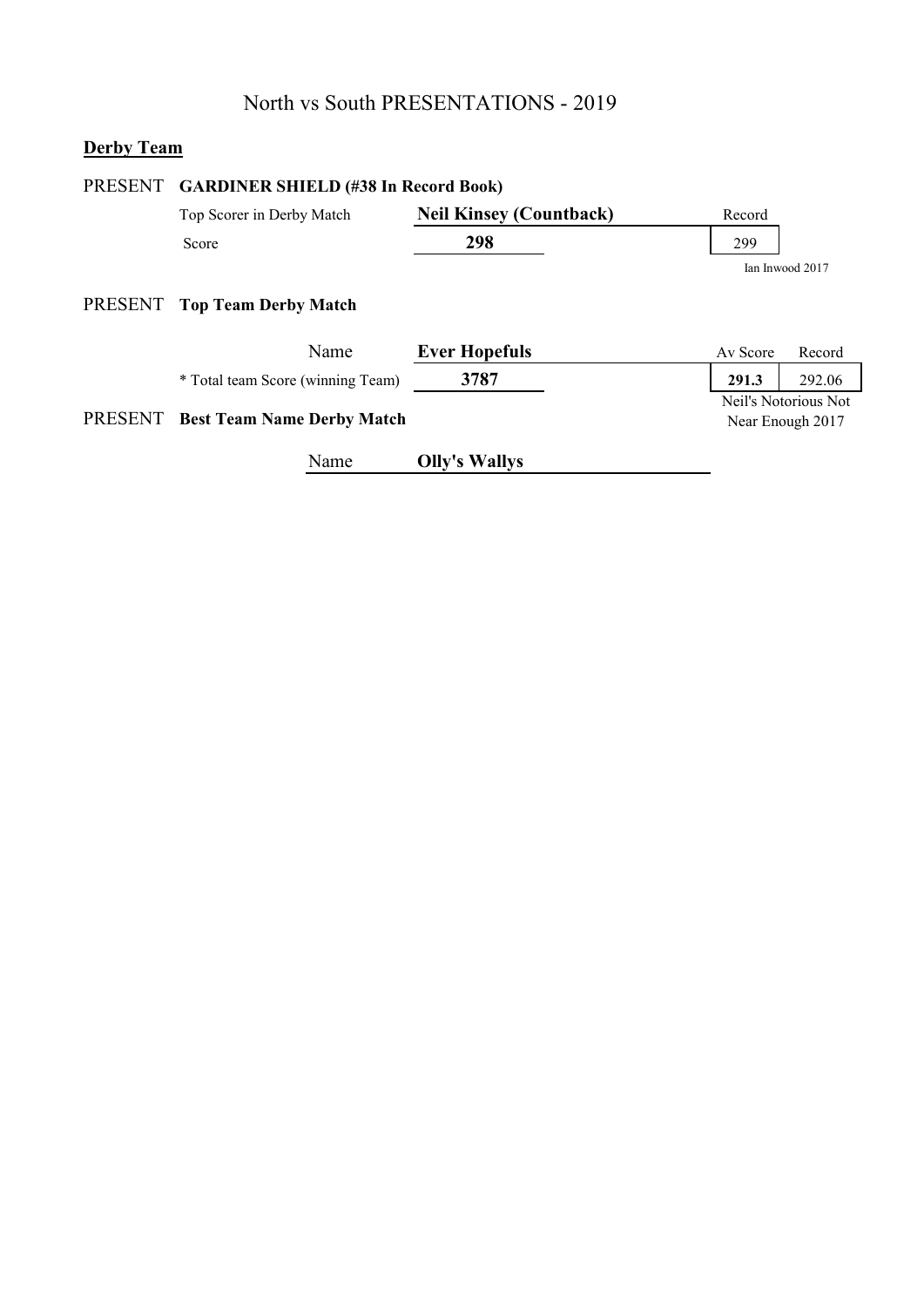# North vs South PRESENTATIONS - 2019

## Derby Team

### PRESENT GARDINER SHIELD (#38 In Record Book)

| | | Record |
|---|---|---|
| Top Scorer in Derby Match | **Neil Kinsey (Countback)** | |
| Score | **298** | 299 |
| | | Ian Inwood 2017 |

### PRESENT Top Team Derby Match

| | | Av Score | Record |
|---|---|---|---|
| Name | **Ever Hopefuls** | | |
| * Total team Score (winning Team) | **3787** | **291.3** | 292.06 |
| | | Neil's Notorious Not Near Enough 2017 | |

### PRESENT Best Team Name Derby Match

Name **Olly's Wallys**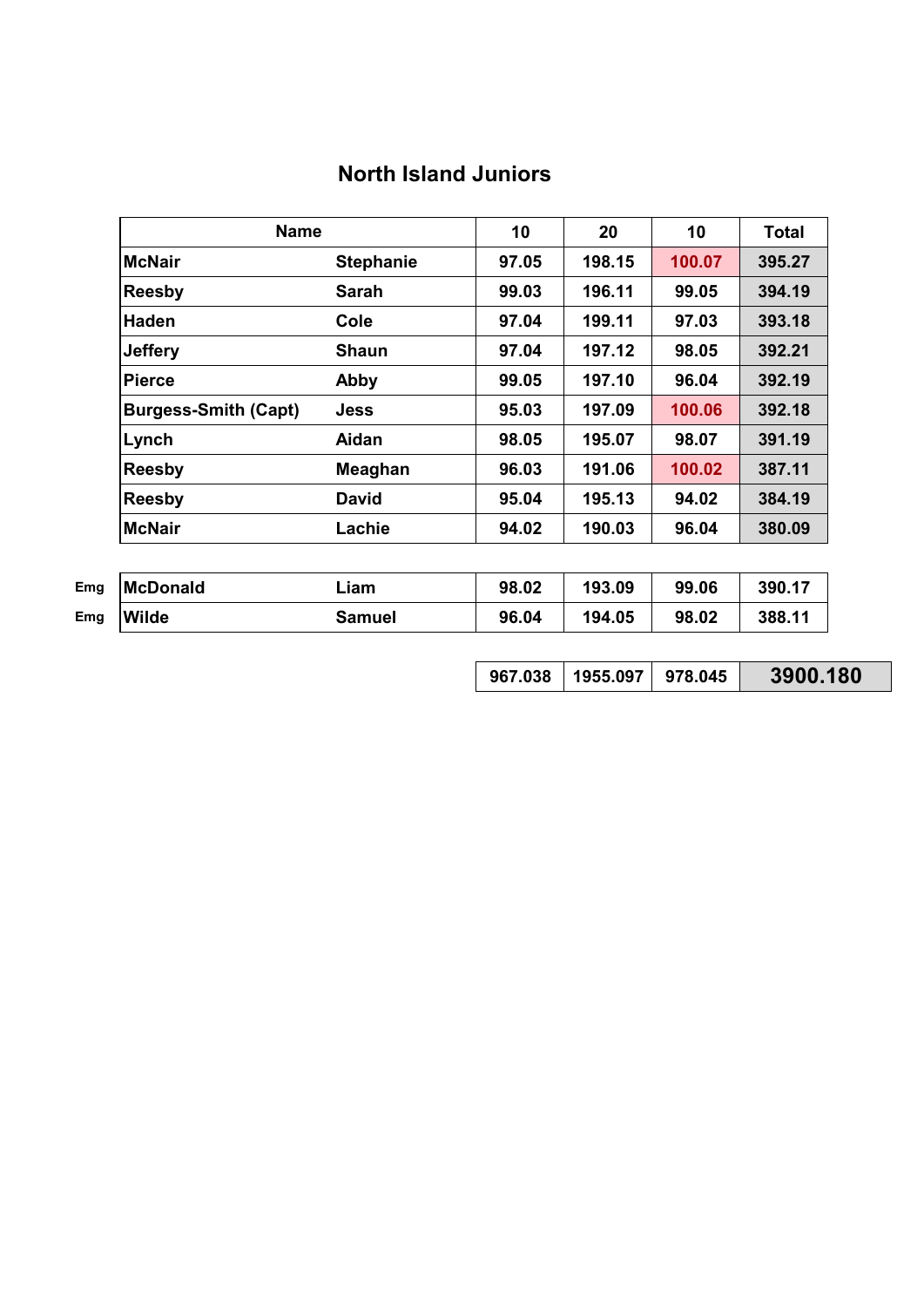# North Island Juniors

| | Name | | 10 | 20 | 10 | Total |
|---|---|---|---|---|---|---|
| | McNair | Stephanie | 97.05 | 198.15 | 100.07 | 395.27 |
| | Reesby | Sarah | 99.03 | 196.11 | 99.05 | 394.19 |
| | Haden | Cole | 97.04 | 199.11 | 97.03 | 393.18 |
| | Jeffery | Shaun | 97.04 | 197.12 | 98.05 | 392.21 |
| | Pierce | Abby | 99.05 | 197.10 | 96.04 | 392.19 |
| | Burgess-Smith (Capt) | Jess | 95.03 | 197.09 | 100.06 | 392.18 |
| | Lynch | Aidan | 98.05 | 195.07 | 98.07 | 391.19 |
| | Reesby | Meaghan | 96.03 | 191.06 | 100.02 | 387.11 |
| | Reesby | David | 95.04 | 195.13 | 94.02 | 384.19 |
| | McNair | Lachie | 94.02 | 190.03 | 96.04 | 380.09 |
| Emg | McDonald | Liam | 98.02 | 193.09 | 99.06 | 390.17 |
| Emg | Wilde | Samuel | 96.04 | 194.05 | 98.02 | 388.11 |
| | | | 967.038 | 1955.097 | 978.045 | 3900.180 |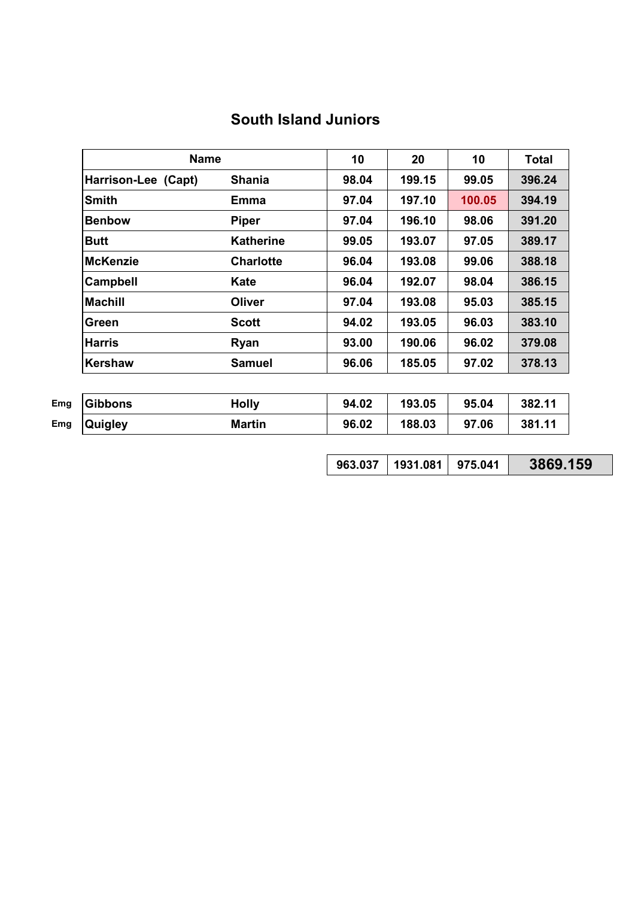## South Island Juniors

| | Name | | 10 | 20 | 10 | Total |
|---|---|---|---|---|---|---|
| | Harrison-Lee (Capt) | Shania | 98.04 | 199.15 | 99.05 | 396.24 |
| | Smith | Emma | 97.04 | 197.10 | 100.05 | 394.19 |
| | Benbow | Piper | 97.04 | 196.10 | 98.06 | 391.20 |
| | Butt | Katherine | 99.05 | 193.07 | 97.05 | 389.17 |
| | McKenzie | Charlotte | 96.04 | 193.08 | 99.06 | 388.18 |
| | Campbell | Kate | 96.04 | 192.07 | 98.04 | 386.15 |
| | Machill | Oliver | 97.04 | 193.08 | 95.03 | 385.15 |
| | Green | Scott | 94.02 | 193.05 | 96.03 | 383.10 |
| | Harris | Ryan | 93.00 | 190.06 | 96.02 | 379.08 |
| | Kershaw | Samuel | 96.06 | 185.05 | 97.02 | 378.13 |
| Emg | Gibbons | Holly | 94.02 | 193.05 | 95.04 | 382.11 |
| Emg | Quigley | Martin | 96.02 | 188.03 | 97.06 | 381.11 |
| | | | 963.037 | 1931.081 | 975.041 | 3869.159 |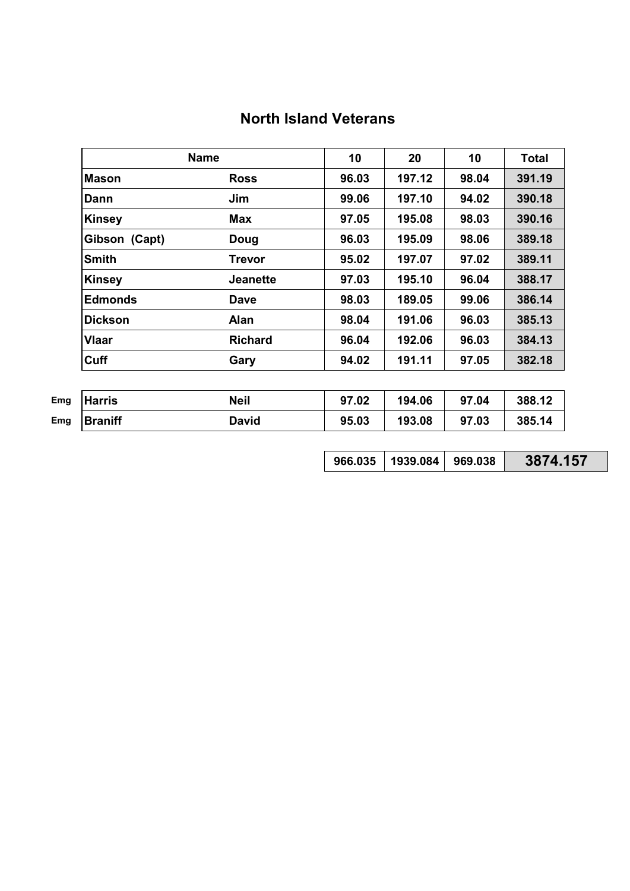## North Island Veterans

| | Name | | 10 | 20 | 10 | Total |
|---|---|---|---|---|---|---|
| | **Mason** | **Ross** | **96.03** | **197.12** | **98.04** | **391.19** |
| | **Dann** | **Jim** | **99.06** | **197.10** | **94.02** | **390.18** |
| | **Kinsey** | **Max** | **97.05** | **195.08** | **98.03** | **390.16** |
| | **Gibson (Capt)** | **Doug** | **96.03** | **195.09** | **98.06** | **389.18** |
| | **Smith** | **Trevor** | **95.02** | **197.07** | **97.02** | **389.11** |
| | **Kinsey** | **Jeanette** | **97.03** | **195.10** | **96.04** | **388.17** |
| | **Edmonds** | **Dave** | **98.03** | **189.05** | **99.06** | **386.14** |
| | **Dickson** | **Alan** | **98.04** | **191.06** | **96.03** | **385.13** |
| | **Vlaar** | **Richard** | **96.04** | **192.06** | **96.03** | **384.13** |
| | **Cuff** | **Gary** | **94.02** | **191.11** | **97.05** | **382.18** |
| Emg | **Harris** | **Neil** | **97.02** | **194.06** | **97.04** | **388.12** |
| Emg | **Braniff** | **David** | **95.03** | **193.08** | **97.03** | **385.14** |
| | | | **966.035** | **1939.084** | **969.038** | **3874.157** |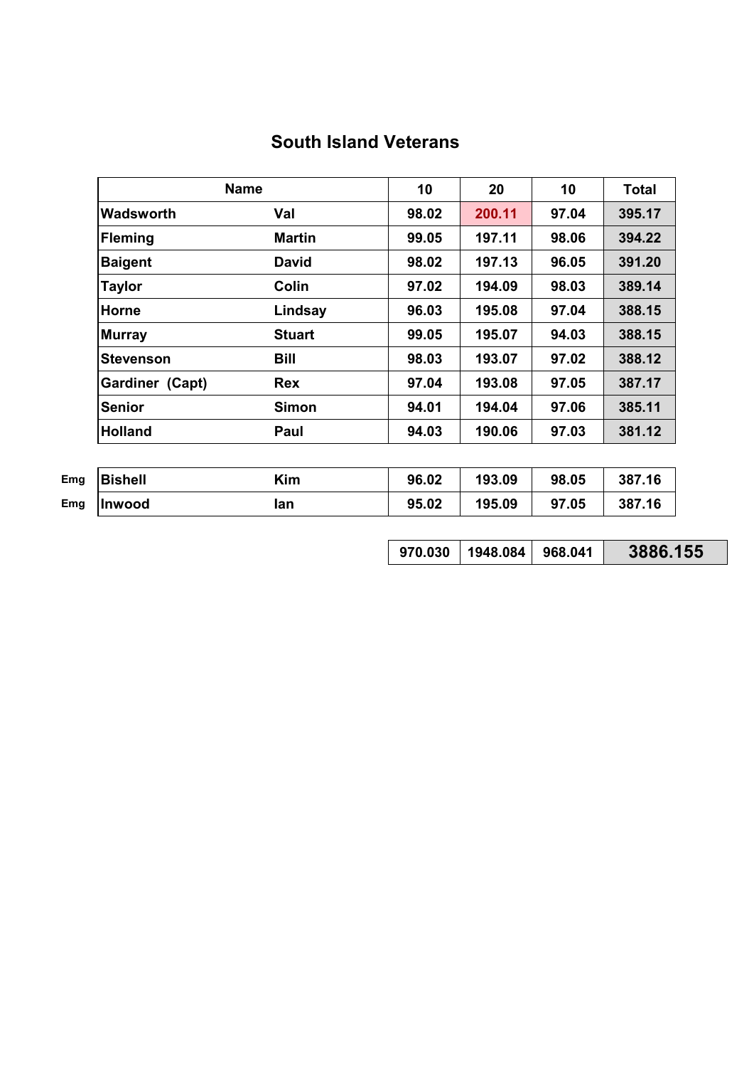## South Island Veterans

| | Name | | 10 | 20 | 10 | Total |
|---|---|---|---|---|---|---|
| | Wadsworth | Val | 98.02 | 200.11 | 97.04 | 395.17 |
| | Fleming | Martin | 99.05 | 197.11 | 98.06 | 394.22 |
| | Baigent | David | 98.02 | 197.13 | 96.05 | 391.20 |
| | Taylor | Colin | 97.02 | 194.09 | 98.03 | 389.14 |
| | Horne | Lindsay | 96.03 | 195.08 | 97.04 | 388.15 |
| | Murray | Stuart | 99.05 | 195.07 | 94.03 | 388.15 |
| | Stevenson | Bill | 98.03 | 193.07 | 97.02 | 388.12 |
| | Gardiner (Capt) | Rex | 97.04 | 193.08 | 97.05 | 387.17 |
| | Senior | Simon | 94.01 | 194.04 | 97.06 | 385.11 |
| | Holland | Paul | 94.03 | 190.06 | 97.03 | 381.12 |
| | | | | | | |
| Emg | Bishell | Kim | 96.02 | 193.09 | 98.05 | 387.16 |
| Emg | Inwood | Ian | 95.02 | 195.09 | 97.05 | 387.16 |
| | | | | | | |
| | | | 970.030 | 1948.084 | 968.041 | 3886.155 |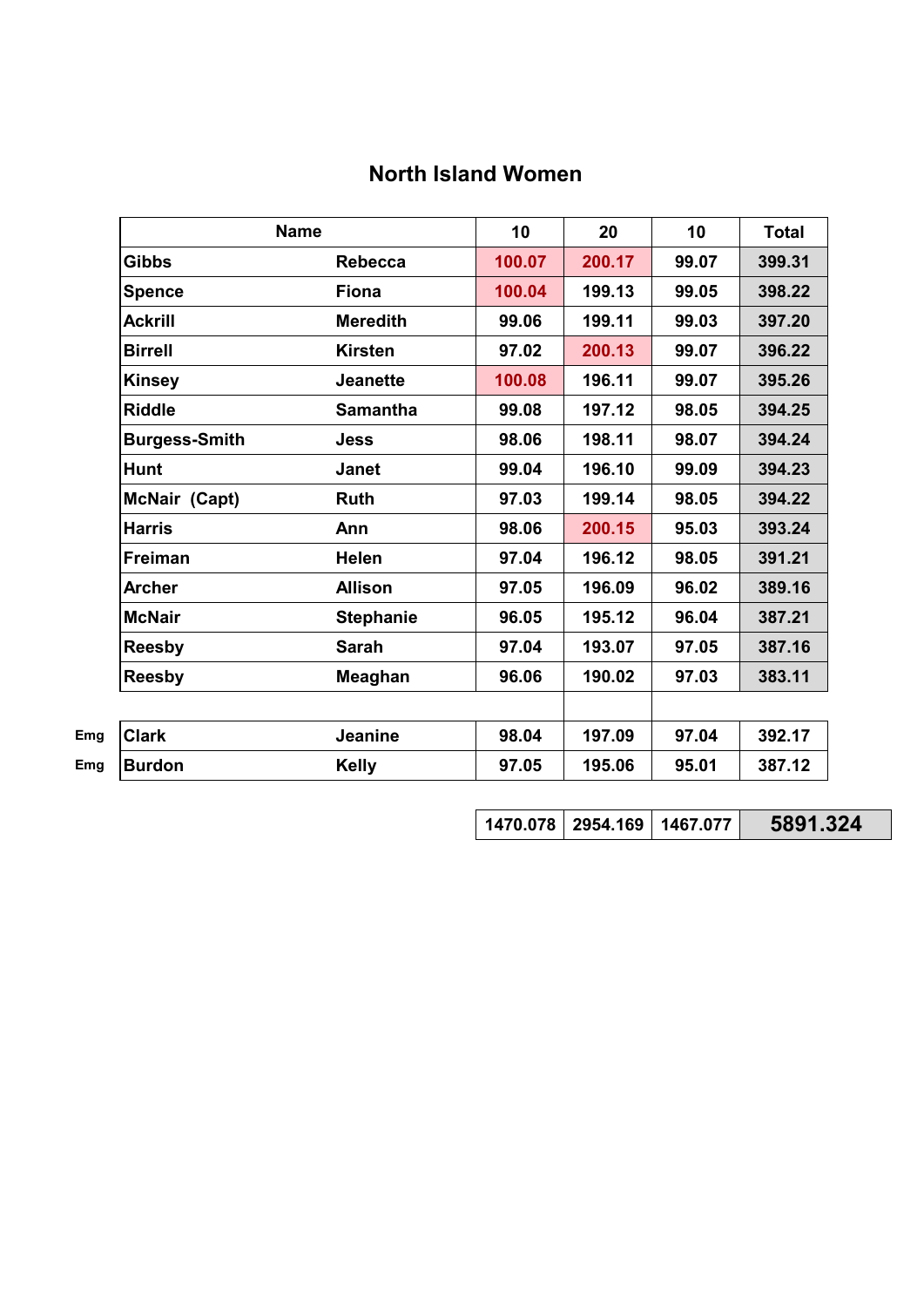# North Island Women

| | Name | | 10 | 20 | 10 | Total |
|---|---|---|---|---|---|---|
| | Gibbs | Rebecca | 100.07 | 200.17 | 99.07 | 399.31 |
| | Spence | Fiona | 100.04 | 199.13 | 99.05 | 398.22 |
| | Ackrill | Meredith | 99.06 | 199.11 | 99.03 | 397.20 |
| | Birrell | Kirsten | 97.02 | 200.13 | 99.07 | 396.22 |
| | Kinsey | Jeanette | 100.08 | 196.11 | 99.07 | 395.26 |
| | Riddle | Samantha | 99.08 | 197.12 | 98.05 | 394.25 |
| | Burgess-Smith | Jess | 98.06 | 198.11 | 98.07 | 394.24 |
| | Hunt | Janet | 99.04 | 196.10 | 99.09 | 394.23 |
| | McNair (Capt) | Ruth | 97.03 | 199.14 | 98.05 | 394.22 |
| | Harris | Ann | 98.06 | 200.15 | 95.03 | 393.24 |
| | Freiman | Helen | 97.04 | 196.12 | 98.05 | 391.21 |
| | Archer | Allison | 97.05 | 196.09 | 96.02 | 389.16 |
| | McNair | Stephanie | 96.05 | 195.12 | 96.04 | 387.21 |
| | Reesby | Sarah | 97.04 | 193.07 | 97.05 | 387.16 |
| | Reesby | Meaghan | 96.06 | 190.02 | 97.03 | 383.11 |
| | | | | | | |
| Emg | Clark | Jeanine | 98.04 | 197.09 | 97.04 | 392.17 |
| Emg | Burdon | Kelly | 97.05 | 195.06 | 95.01 | 387.12 |
| | | | | | | |
| | | | 1470.078 | 2954.169 | 1467.077 | **5891.324** |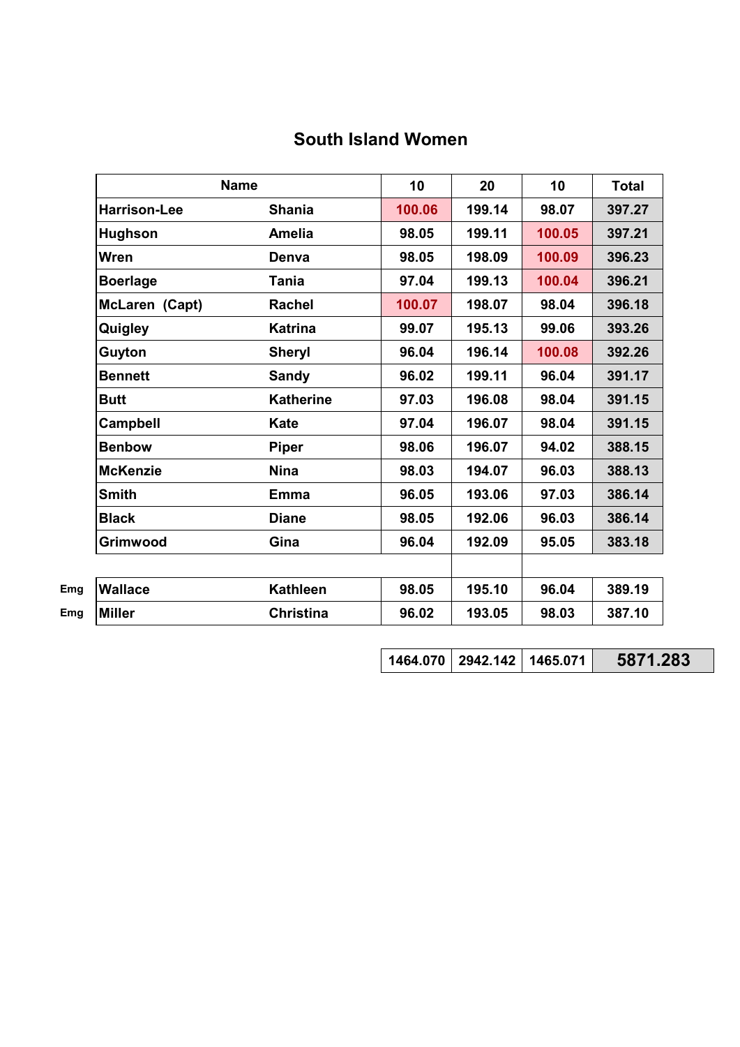# South Island Women

| | Name | | 10 | 20 | 10 | Total |
|---|---|---|---|---|---|---|
| | Harrison-Lee | Shania | 100.06 | 199.14 | 98.07 | 397.27 |
| | Hughson | Amelia | 98.05 | 199.11 | 100.05 | 397.21 |
| | Wren | Denva | 98.05 | 198.09 | 100.09 | 396.23 |
| | Boerlage | Tania | 97.04 | 199.13 | 100.04 | 396.21 |
| | McLaren (Capt) | Rachel | 100.07 | 198.07 | 98.04 | 396.18 |
| | Quigley | Katrina | 99.07 | 195.13 | 99.06 | 393.26 |
| | Guyton | Sheryl | 96.04 | 196.14 | 100.08 | 392.26 |
| | Bennett | Sandy | 96.02 | 199.11 | 96.04 | 391.17 |
| | Butt | Katherine | 97.03 | 196.08 | 98.04 | 391.15 |
| | Campbell | Kate | 97.04 | 196.07 | 98.04 | 391.15 |
| | Benbow | Piper | 98.06 | 196.07 | 94.02 | 388.15 |
| | McKenzie | Nina | 98.03 | 194.07 | 96.03 | 388.13 |
| | Smith | Emma | 96.05 | 193.06 | 97.03 | 386.14 |
| | Black | Diane | 98.05 | 192.06 | 96.03 | 386.14 |
| | Grimwood | Gina | 96.04 | 192.09 | 95.05 | 383.18 |
| | | | | | | |
| Emg | Wallace | Kathleen | 98.05 | 195.10 | 96.04 | 389.19 |
| Emg | Miller | Christina | 96.02 | 193.05 | 98.03 | 387.10 |
| | | | | | | |
| | | | 1464.070 | 2942.142 | 1465.071 | 5871.283 |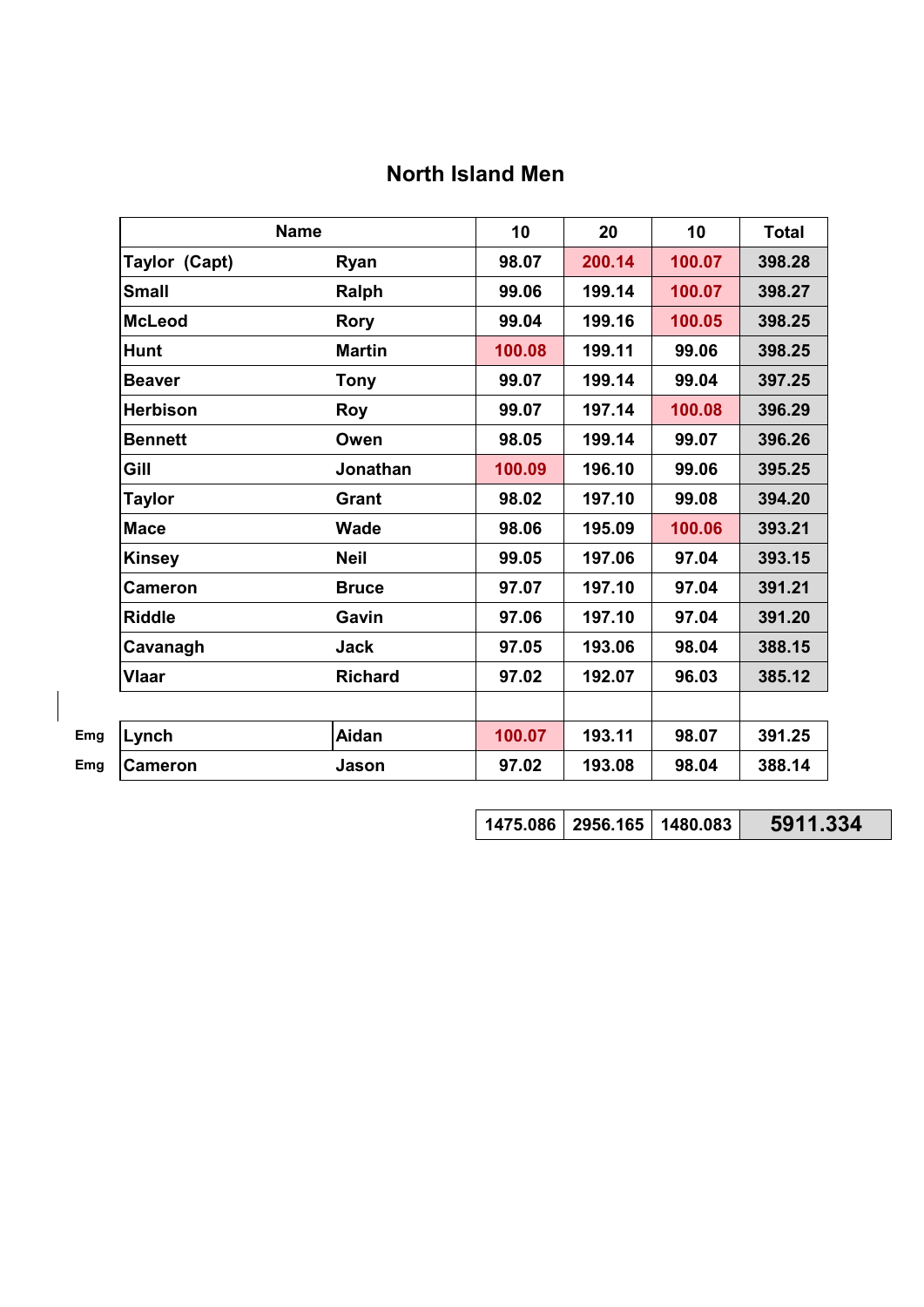## North Island Men

| | Name | | 10 | 20 | 10 | Total |
|---|---|---|---|---|---|---|
| | Taylor (Capt) | Ryan | 98.07 | 200.14 | 100.07 | 398.28 |
| | Small | Ralph | 99.06 | 199.14 | 100.07 | 398.27 |
| | McLeod | Rory | 99.04 | 199.16 | 100.05 | 398.25 |
| | Hunt | Martin | 100.08 | 199.11 | 99.06 | 398.25 |
| | Beaver | Tony | 99.07 | 199.14 | 99.04 | 397.25 |
| | Herbison | Roy | 99.07 | 197.14 | 100.08 | 396.29 |
| | Bennett | Owen | 98.05 | 199.14 | 99.07 | 396.26 |
| | Gill | Jonathan | 100.09 | 196.10 | 99.06 | 395.25 |
| | Taylor | Grant | 98.02 | 197.10 | 99.08 | 394.20 |
| | Mace | Wade | 98.06 | 195.09 | 100.06 | 393.21 |
| | Kinsey | Neil | 99.05 | 197.06 | 97.04 | 393.15 |
| | Cameron | Bruce | 97.07 | 197.10 | 97.04 | 391.21 |
| | Riddle | Gavin | 97.06 | 197.10 | 97.04 | 391.20 |
| | Cavanagh | Jack | 97.05 | 193.06 | 98.04 | 388.15 |
| | Vlaar | Richard | 97.02 | 192.07 | 96.03 | 385.12 |
| | | | | | | |
| Emg | Lynch | Aidan | 100.07 | 193.11 | 98.07 | 391.25 |
| Emg | Cameron | Jason | 97.02 | 193.08 | 98.04 | 388.14 |
| | | | | | | |
| | | | 1475.086 | 2956.165 | 1480.083 | 5911.334 |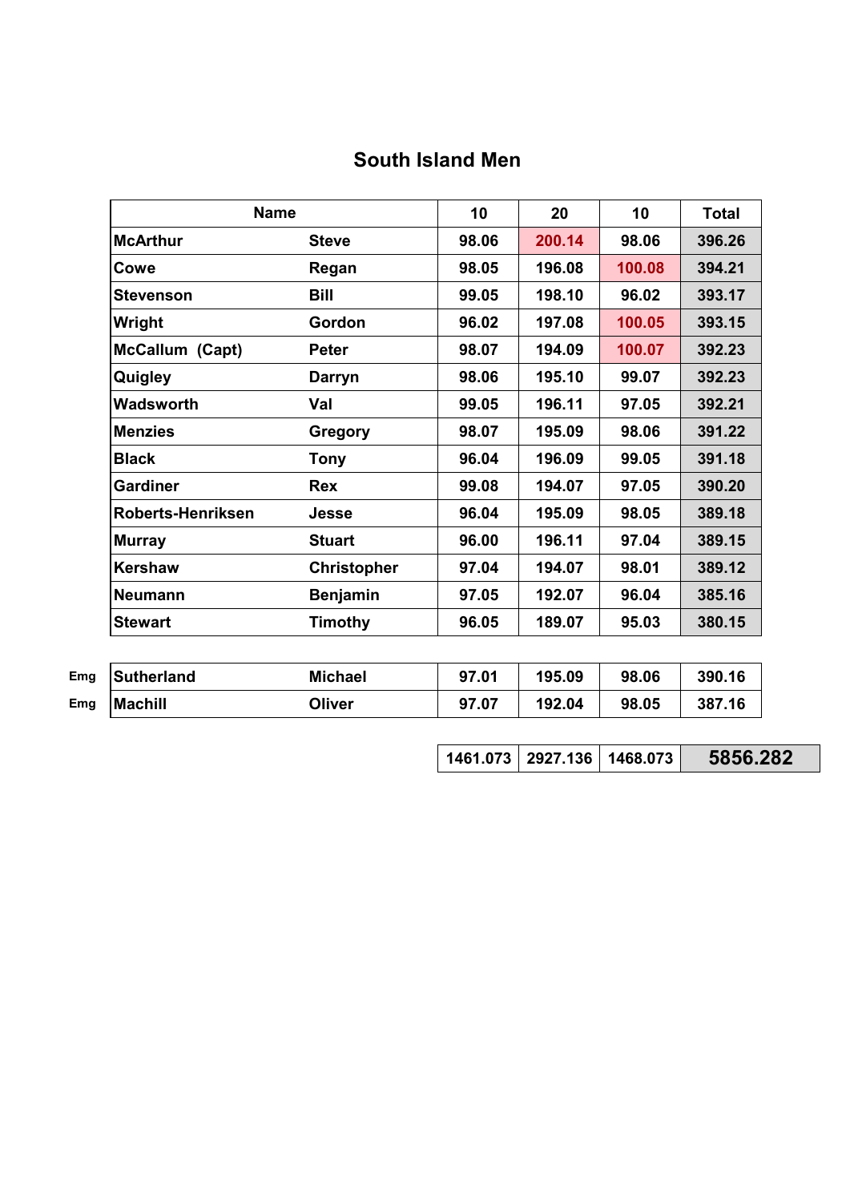## South Island Men

| | Name | | 10 | 20 | 10 | Total |
|---|---|---|---|---|---|---|
| | McArthur | Steve | 98.06 | 200.14 | 98.06 | 396.26 |
| | Cowe | Regan | 98.05 | 196.08 | 100.08 | 394.21 |
| | Stevenson | Bill | 99.05 | 198.10 | 96.02 | 393.17 |
| | Wright | Gordon | 96.02 | 197.08 | 100.05 | 393.15 |
| | McCallum (Capt) | Peter | 98.07 | 194.09 | 100.07 | 392.23 |
| | Quigley | Darryn | 98.06 | 195.10 | 99.07 | 392.23 |
| | Wadsworth | Val | 99.05 | 196.11 | 97.05 | 392.21 |
| | Menzies | Gregory | 98.07 | 195.09 | 98.06 | 391.22 |
| | Black | Tony | 96.04 | 196.09 | 99.05 | 391.18 |
| | Gardiner | Rex | 99.08 | 194.07 | 97.05 | 390.20 |
| | Roberts-Henriksen | Jesse | 96.04 | 195.09 | 98.05 | 389.18 |
| | Murray | Stuart | 96.00 | 196.11 | 97.04 | 389.15 |
| | Kershaw | Christopher | 97.04 | 194.07 | 98.01 | 389.12 |
| | Neumann | Benjamin | 97.05 | 192.07 | 96.04 | 385.16 |
| | Stewart | Timothy | 96.05 | 189.07 | 95.03 | 380.15 |
| Emg | Sutherland | Michael | 97.01 | 195.09 | 98.06 | 390.16 |
| Emg | Machill | Oliver | 97.07 | 192.04 | 98.05 | 387.16 |
| | | | 1461.073 | 2927.136 | 1468.073 | 5856.282 |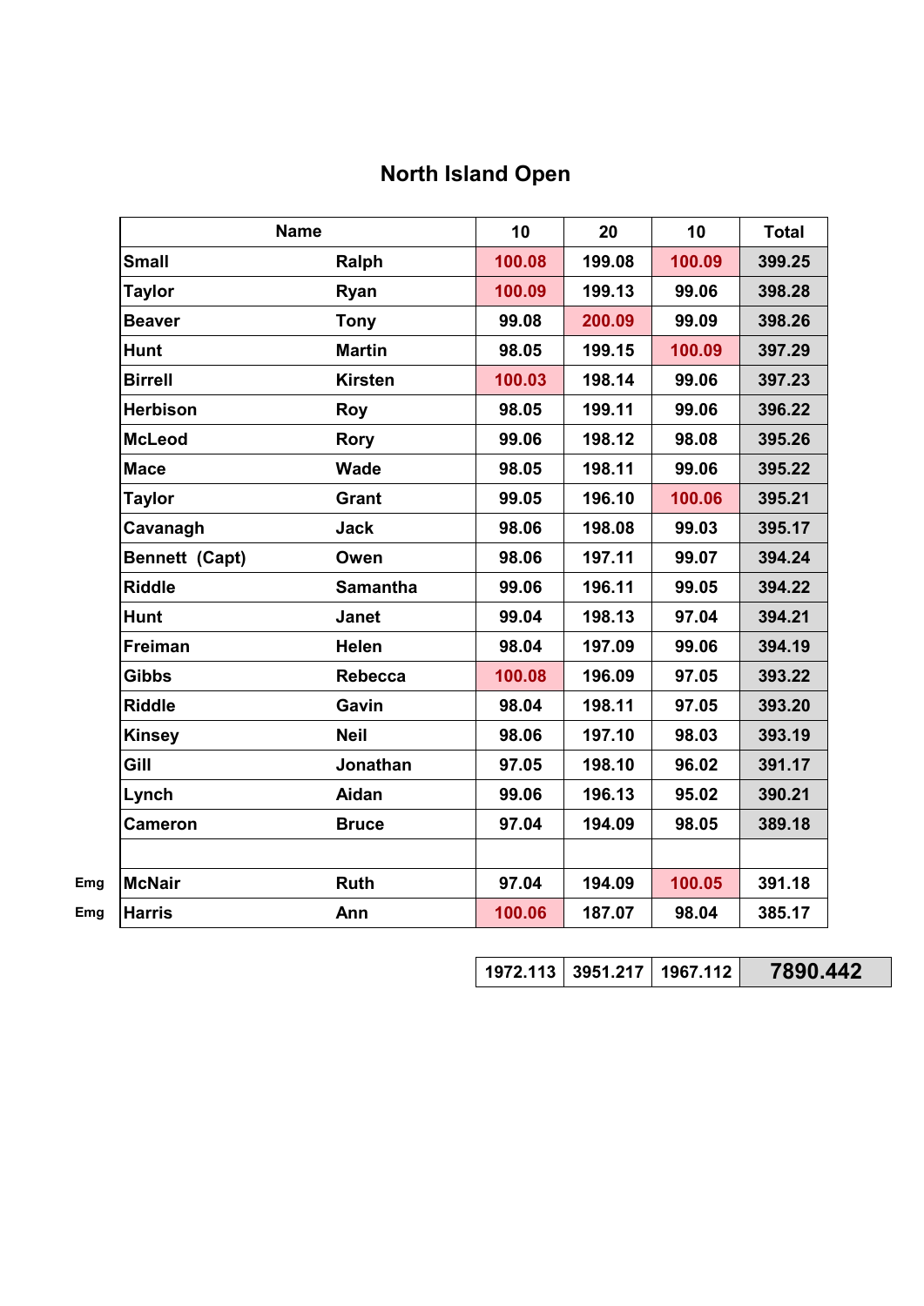# North Island Open

| | Name | | 10 | 20 | 10 | Total |
|---|---|---|---|---|---|---|
| | Small | Ralph | 100.08 | 199.08 | 100.09 | 399.25 |
| | Taylor | Ryan | 100.09 | 199.13 | 99.06 | 398.28 |
| | Beaver | Tony | 99.08 | 200.09 | 99.09 | 398.26 |
| | Hunt | Martin | 98.05 | 199.15 | 100.09 | 397.29 |
| | Birrell | Kirsten | 100.03 | 198.14 | 99.06 | 397.23 |
| | Herbison | Roy | 98.05 | 199.11 | 99.06 | 396.22 |
| | McLeod | Rory | 99.06 | 198.12 | 98.08 | 395.26 |
| | Mace | Wade | 98.05 | 198.11 | 99.06 | 395.22 |
| | Taylor | Grant | 99.05 | 196.10 | 100.06 | 395.21 |
| | Cavanagh | Jack | 98.06 | 198.08 | 99.03 | 395.17 |
| | Bennett (Capt) | Owen | 98.06 | 197.11 | 99.07 | 394.24 |
| | Riddle | Samantha | 99.06 | 196.11 | 99.05 | 394.22 |
| | Hunt | Janet | 99.04 | 198.13 | 97.04 | 394.21 |
| | Freiman | Helen | 98.04 | 197.09 | 99.06 | 394.19 |
| | Gibbs | Rebecca | 100.08 | 196.09 | 97.05 | 393.22 |
| | Riddle | Gavin | 98.04 | 198.11 | 97.05 | 393.20 |
| | Kinsey | Neil | 98.06 | 197.10 | 98.03 | 393.19 |
| | Gill | Jonathan | 97.05 | 198.10 | 96.02 | 391.17 |
| | Lynch | Aidan | 99.06 | 196.13 | 95.02 | 390.21 |
| | Cameron | Bruce | 97.04 | 194.09 | 98.05 | 389.18 |
| | | | | | | |
| Emg | McNair | Ruth | 97.04 | 194.09 | 100.05 | 391.18 |
| Emg | Harris | Ann | 100.06 | 187.07 | 98.04 | 385.17 |
| | | | | | | |
| | | | 1972.113 | 3951.217 | 1967.112 | 7890.442 |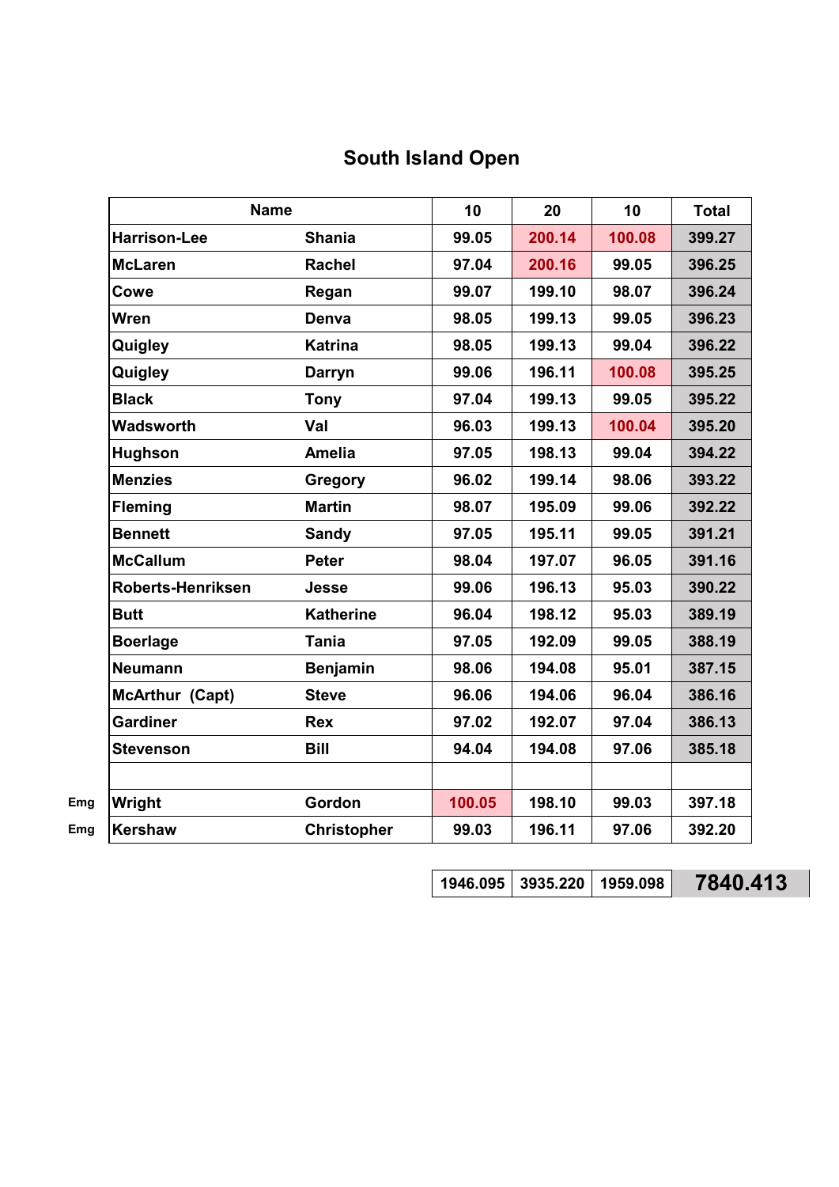# South Island Open

| | Name | | 10 | 20 | 10 | Total |
|---|---|---|---|---|---|---|
| | Harrison-Lee | Shania | 99.05 | 200.14 | 100.08 | 399.27 |
| | McLaren | Rachel | 97.04 | 200.16 | 99.05 | 396.25 |
| | Cowe | Regan | 99.07 | 199.10 | 98.07 | 396.24 |
| | Wren | Denva | 98.05 | 199.13 | 99.05 | 396.23 |
| | Quigley | Katrina | 98.05 | 199.13 | 99.04 | 396.22 |
| | Quigley | Darryn | 99.06 | 196.11 | 100.08 | 395.25 |
| | Black | Tony | 97.04 | 199.13 | 99.05 | 395.22 |
| | Wadsworth | Val | 96.03 | 199.13 | 100.04 | 395.20 |
| | Hughson | Amelia | 97.05 | 198.13 | 99.04 | 394.22 |
| | Menzies | Gregory | 96.02 | 199.14 | 98.06 | 393.22 |
| | Fleming | Martin | 98.07 | 195.09 | 99.06 | 392.22 |
| | Bennett | Sandy | 97.05 | 195.11 | 99.05 | 391.21 |
| | McCallum | Peter | 98.04 | 197.07 | 96.05 | 391.16 |
| | Roberts-Henriksen | Jesse | 99.06 | 196.13 | 95.03 | 390.22 |
| | Butt | Katherine | 96.04 | 198.12 | 95.03 | 389.19 |
| | Boerlage | Tania | 97.05 | 192.09 | 99.05 | 388.19 |
| | Neumann | Benjamin | 98.06 | 194.08 | 95.01 | 387.15 |
| | McArthur (Capt) | Steve | 96.06 | 194.06 | 96.04 | 386.16 |
| | Gardiner | Rex | 97.02 | 192.07 | 97.04 | 386.13 |
| | Stevenson | Bill | 94.04 | 194.08 | 97.06 | 385.18 |
| | | | | | | |
| Emg | Wright | Gordon | 100.05 | 198.10 | 99.03 | 397.18 |
| Emg | Kershaw | Christopher | 99.03 | 196.11 | 97.06 | 392.20 |
| | | | 1946.095 | 3935.220 | 1959.098 | 7840.413 |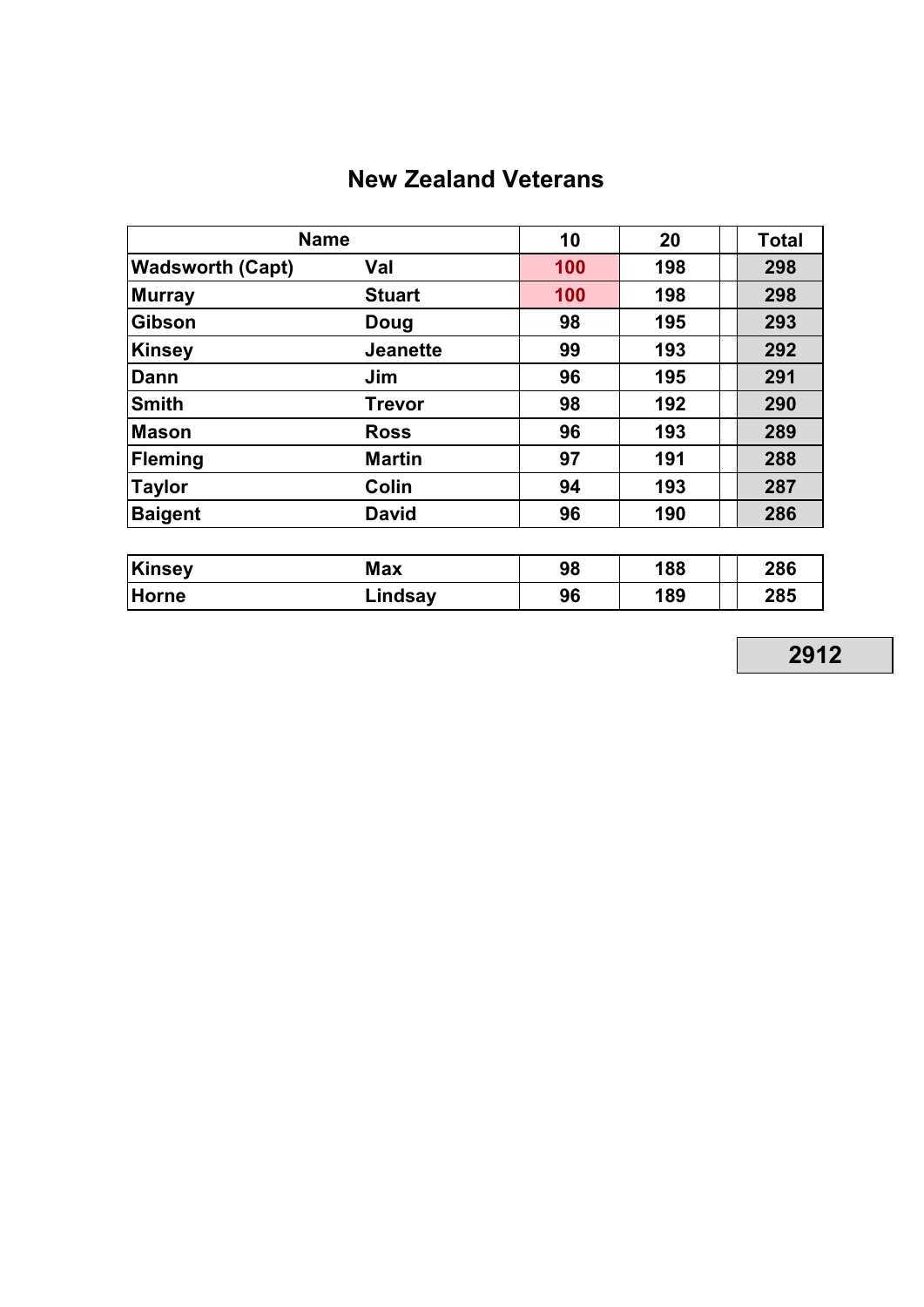# New Zealand Veterans

| Name | | 10 | 20 | | Total |
|---|---|---|---|---|---|
| Wadsworth (Capt) | Val | 100 | 198 | | 298 |
| Murray | Stuart | 100 | 198 | | 298 |
| Gibson | Doug | 98 | 195 | | 293 |
| Kinsey | Jeanette | 99 | 193 | | 292 |
| Dann | Jim | 96 | 195 | | 291 |
| Smith | Trevor | 98 | 192 | | 290 |
| Mason | Ross | 96 | 193 | | 289 |
| Fleming | Martin | 97 | 191 | | 288 |
| Taylor | Colin | 94 | 193 | | 287 |
| Baigent | David | 96 | 190 | | 286 |
| | | | | | |
| Kinsey | Max | 98 | 188 | | 286 |
| Horne | Lindsay | 96 | 189 | | 285 |

**2912**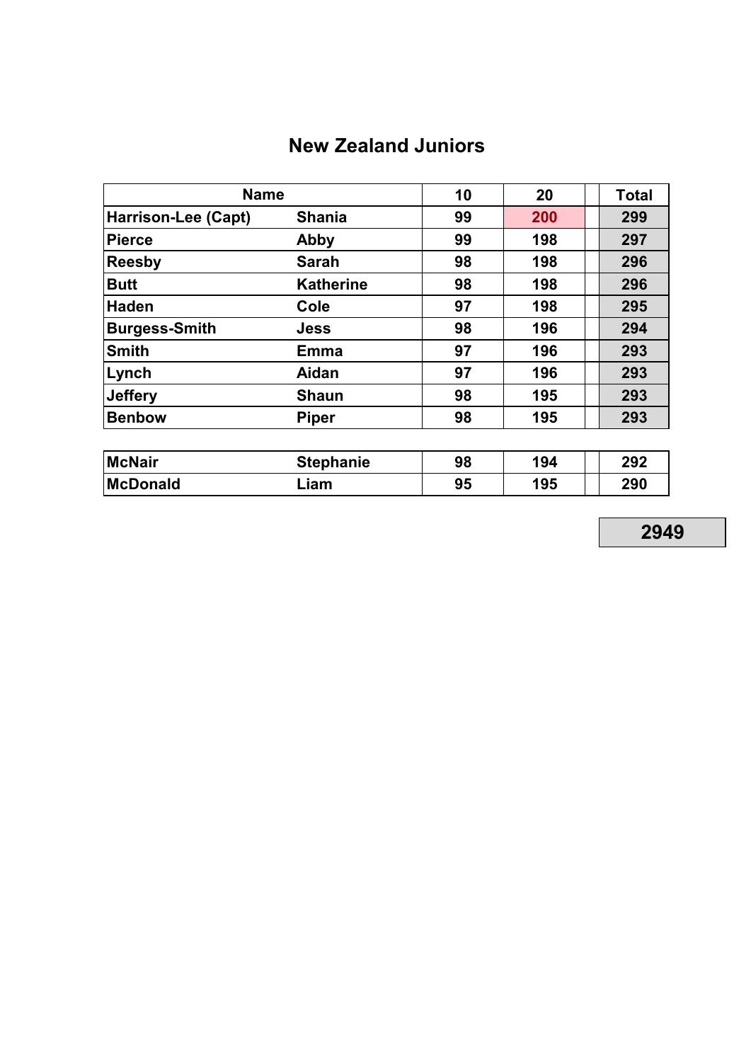# New Zealand Juniors

| Name | | 10 | 20 | | Total |
|---|---|---|---|---|---|
| Harrison-Lee (Capt) | Shania | 99 | 200 | | 299 |
| Pierce | Abby | 99 | 198 | | 297 |
| Reesby | Sarah | 98 | 198 | | 296 |
| Butt | Katherine | 98 | 198 | | 296 |
| Haden | Cole | 97 | 198 | | 295 |
| Burgess-Smith | Jess | 98 | 196 | | 294 |
| Smith | Emma | 97 | 196 | | 293 |
| Lynch | Aidan | 97 | 196 | | 293 |
| Jeffery | Shaun | 98 | 195 | | 293 |
| Benbow | Piper | 98 | 195 | | 293 |

| | | | | | |
|---|---|---|---|---|---|
| McNair | Stephanie | 98 | 194 | | 292 |
| McDonald | Liam | 95 | 195 | | 290 |

**2949**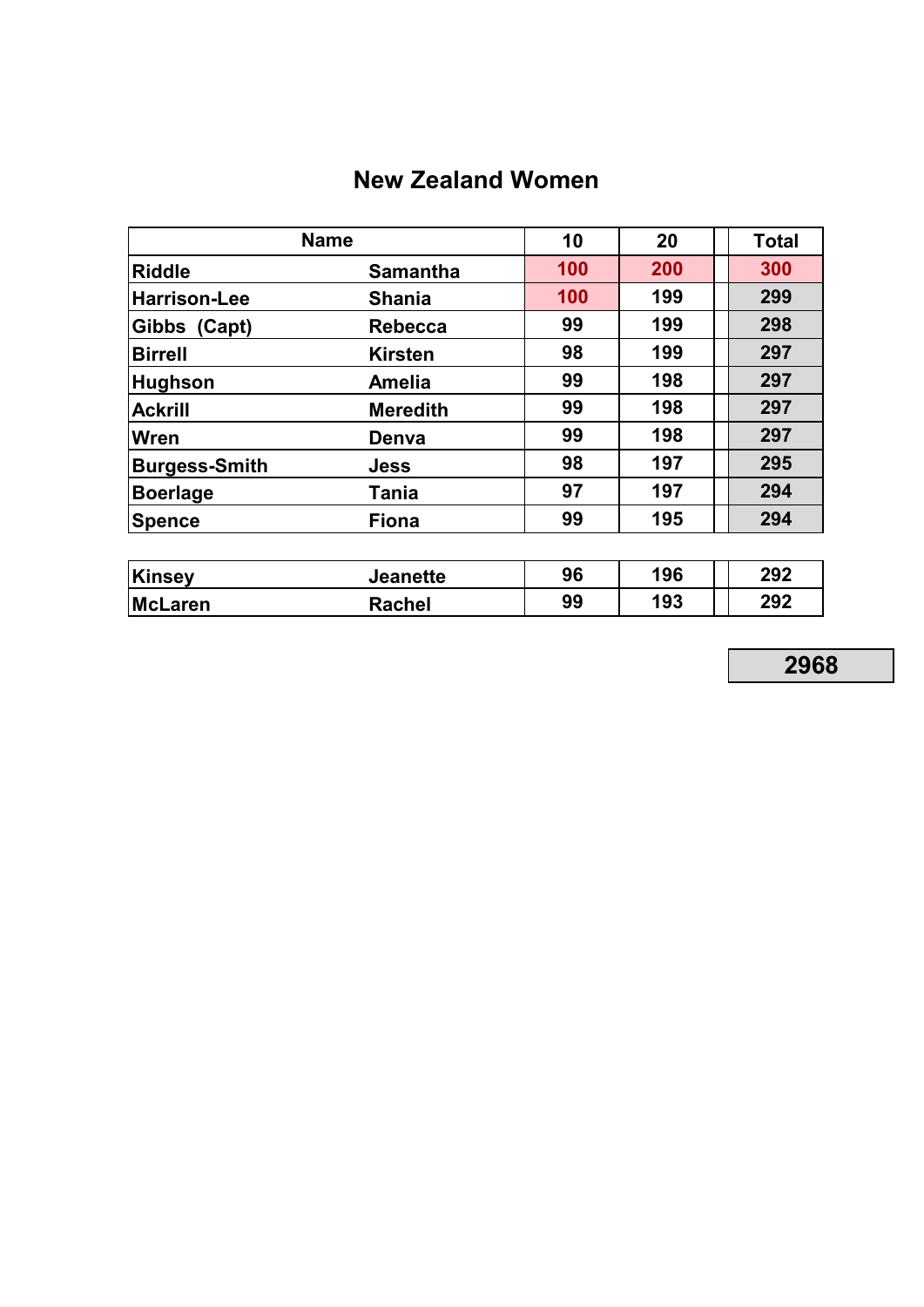# New Zealand Women

| Name | | 10 | 20 | | Total |
|---|---|---|---|---|---|
| Riddle | Samantha | 100 | 200 | | 300 |
| Harrison-Lee | Shania | 100 | 199 | | 299 |
| Gibbs (Capt) | Rebecca | 99 | 199 | | 298 |
| Birrell | Kirsten | 98 | 199 | | 297 |
| Hughson | Amelia | 99 | 198 | | 297 |
| Ackrill | Meredith | 99 | 198 | | 297 |
| Wren | Denva | 99 | 198 | | 297 |
| Burgess-Smith | Jess | 98 | 197 | | 295 |
| Boerlage | Tania | 97 | 197 | | 294 |
| Spence | Fiona | 99 | 195 | | 294 |
| | | | | | |
| Kinsey | Jeanette | 96 | 196 | | 292 |
| McLaren | Rachel | 99 | 193 | | 292 |

**2968**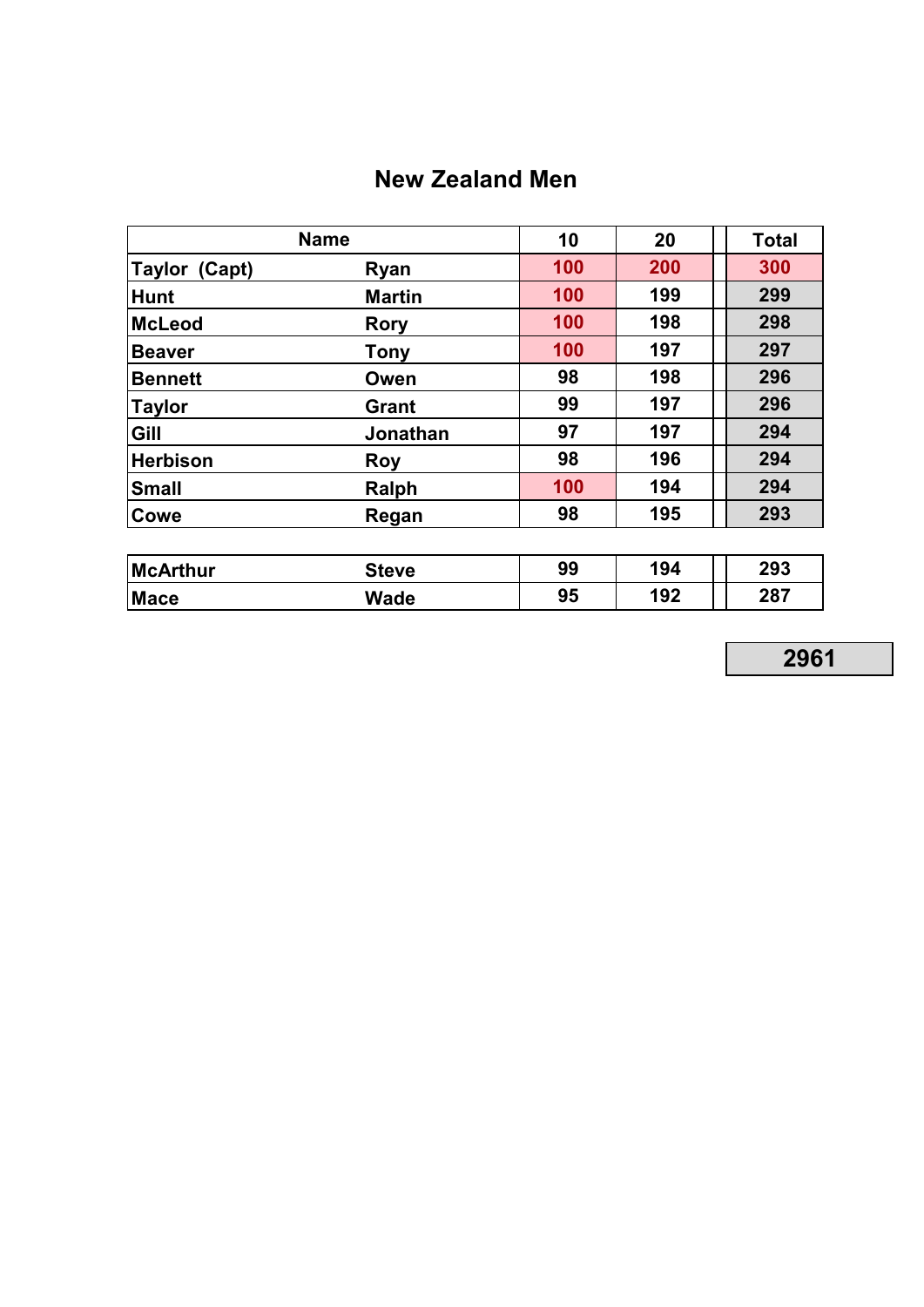## New Zealand Men

| Name | | 10 | 20 | | Total |
|---|---|---|---|---|---|
| Taylor (Capt) | Ryan | 100 | 200 | | 300 |
| Hunt | Martin | 100 | 199 | | 299 |
| McLeod | Rory | 100 | 198 | | 298 |
| Beaver | Tony | 100 | 197 | | 297 |
| Bennett | Owen | 98 | 198 | | 296 |
| Taylor | Grant | 99 | 197 | | 296 |
| Gill | Jonathan | 97 | 197 | | 294 |
| Herbison | Roy | 98 | 196 | | 294 |
| Small | Ralph | 100 | 194 | | 294 |
| Cowe | Regan | 98 | 195 | | 293 |

| | | | | | |
|---|---|---|---|---|---|
| McArthur | Steve | 99 | 194 | | 293 |
| Mace | Wade | 95 | 192 | | 287 |

**2961**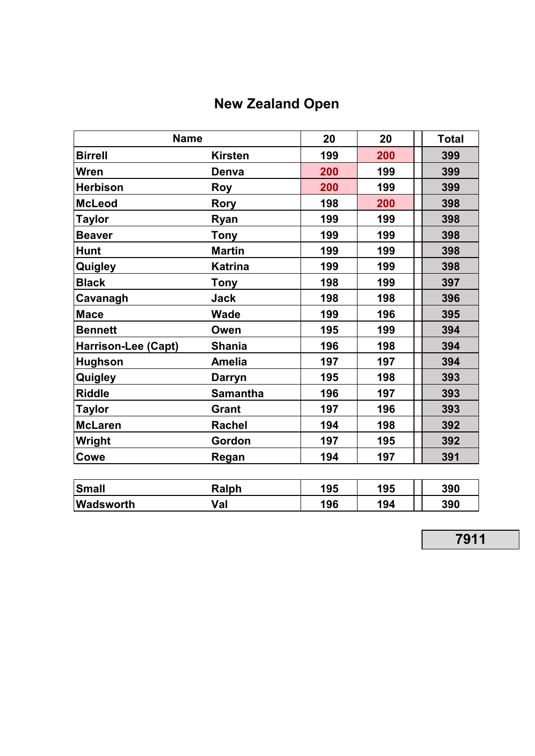# New Zealand Open

| Name | | 20 | 20 | Total |
|---|---|---|---|---|
| Birrell | Kirsten | 199 | 200 | 399 |
| Wren | Denva | 200 | 199 | 399 |
| Herbison | Roy | 200 | 199 | 399 |
| McLeod | Rory | 198 | 200 | 398 |
| Taylor | Ryan | 199 | 199 | 398 |
| Beaver | Tony | 199 | 199 | 398 |
| Hunt | Martin | 199 | 199 | 398 |
| Quigley | Katrina | 199 | 199 | 398 |
| Black | Tony | 198 | 199 | 397 |
| Cavanagh | Jack | 198 | 198 | 396 |
| Mace | Wade | 199 | 196 | 395 |
| Bennett | Owen | 195 | 199 | 394 |
| Harrison-Lee (Capt) | Shania | 196 | 198 | 394 |
| Hughson | Amelia | 197 | 197 | 394 |
| Quigley | Darryn | 195 | 198 | 393 |
| Riddle | Samantha | 196 | 197 | 393 |
| Taylor | Grant | 197 | 196 | 393 |
| McLaren | Rachel | 194 | 198 | 392 |
| Wright | Gordon | 197 | 195 | 392 |
| Cowe | Regan | 194 | 197 | 391 |

| | | | | |
|---|---|---|---|---|
| Small | Ralph | 195 | 195 | 390 |
| Wadsworth | Val | 196 | 194 | 390 |

**7911**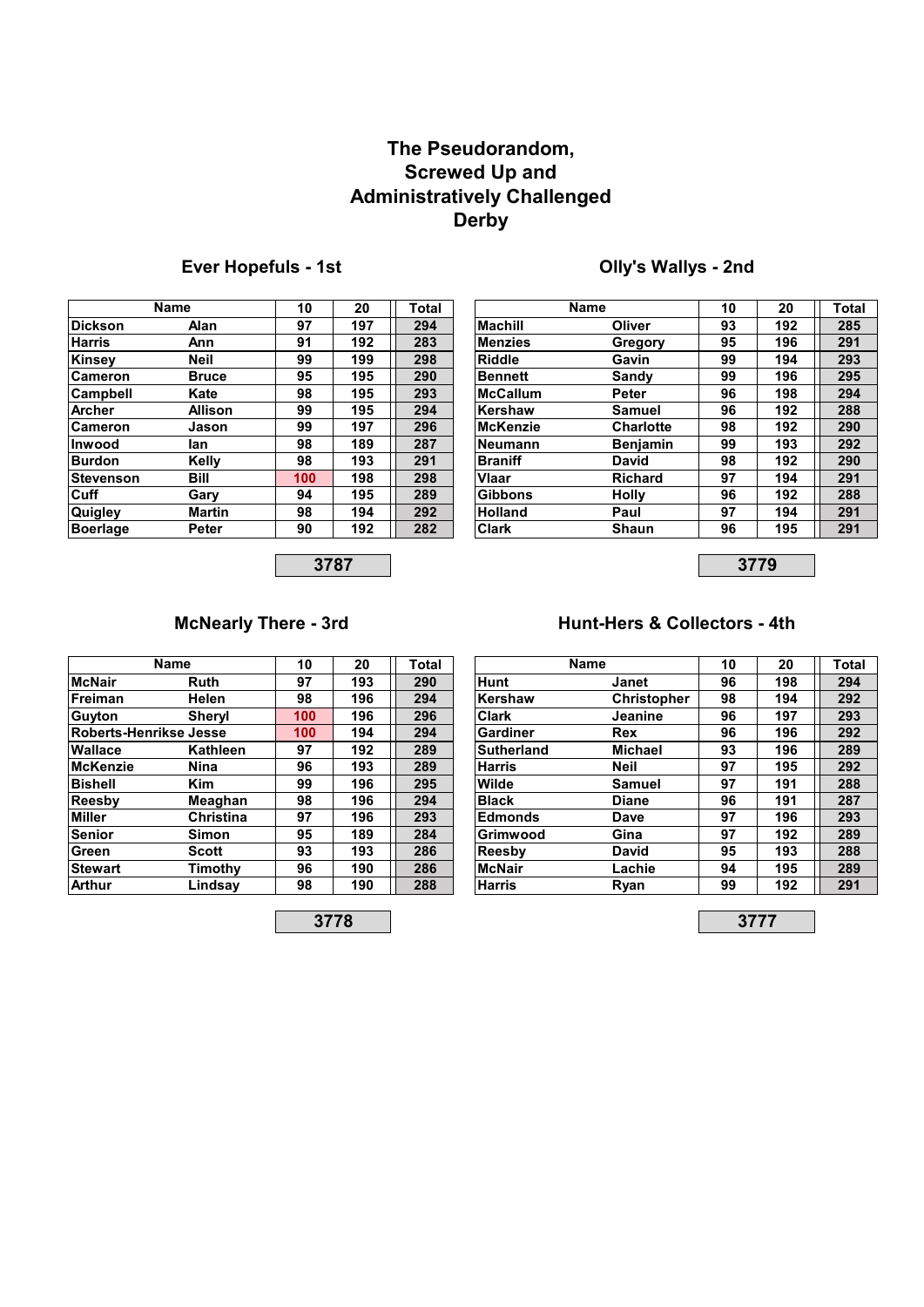# The Pseudorandom, Screwed Up and Administratively Challenged Derby

## Ever Hopefuls - 1st

| Name | | 10 | 20 | Total |
|---|---|---|---|---|
| Dickson | Alan | 97 | 197 | 294 |
| Harris | Ann | 91 | 192 | 283 |
| Kinsey | Neil | 99 | 199 | 298 |
| Cameron | Bruce | 95 | 195 | 290 |
| Campbell | Kate | 98 | 195 | 293 |
| Archer | Allison | 99 | 195 | 294 |
| Cameron | Jason | 99 | 197 | 296 |
| Inwood | Ian | 98 | 189 | 287 |
| Burdon | Kelly | 98 | 193 | 291 |
| Stevenson | Bill | 100 | 198 | 298 |
| Cuff | Gary | 94 | 195 | 289 |
| Quigley | Martin | 98 | 194 | 292 |
| Boerlage | Peter | 90 | 192 | 282 |

**3787**

## Olly's Wallys - 2nd

| Name | | 10 | 20 | Total |
|---|---|---|---|---|
| Machill | Oliver | 93 | 192 | 285 |
| Menzies | Gregory | 95 | 196 | 291 |
| Riddle | Gavin | 99 | 194 | 293 |
| Bennett | Sandy | 99 | 196 | 295 |
| McCallum | Peter | 96 | 198 | 294 |
| Kershaw | Samuel | 96 | 192 | 288 |
| McKenzie | Charlotte | 98 | 192 | 290 |
| Neumann | Benjamin | 99 | 193 | 292 |
| Braniff | David | 98 | 192 | 290 |
| Vlaar | Richard | 97 | 194 | 291 |
| Gibbons | Holly | 96 | 192 | 288 |
| Holland | Paul | 97 | 194 | 291 |
| Clark | Shaun | 96 | 195 | 291 |

**3779**

## McNearly There - 3rd

| Name | | 10 | 20 | Total |
|---|---|---|---|---|
| McNair | Ruth | 97 | 193 | 290 |
| Freiman | Helen | 98 | 196 | 294 |
| Guyton | Sheryl | 100 | 196 | 296 |
| Roberts-Henrikse | Jesse | 100 | 194 | 294 |
| Wallace | Kathleen | 97 | 192 | 289 |
| McKenzie | Nina | 96 | 193 | 289 |
| Bishell | Kim | 99 | 196 | 295 |
| Reesby | Meaghan | 98 | 196 | 294 |
| Miller | Christina | 97 | 196 | 293 |
| Senior | Simon | 95 | 189 | 284 |
| Green | Scott | 93 | 193 | 286 |
| Stewart | Timothy | 96 | 190 | 286 |
| Arthur | Lindsay | 98 | 190 | 288 |

**3778**

## Hunt-Hers & Collectors - 4th

| Name | | 10 | 20 | Total |
|---|---|---|---|---|
| Hunt | Janet | 96 | 198 | 294 |
| Kershaw | Christopher | 98 | 194 | 292 |
| Clark | Jeanine | 96 | 197 | 293 |
| Gardiner | Rex | 96 | 196 | 292 |
| Sutherland | Michael | 93 | 196 | 289 |
| Harris | Neil | 97 | 195 | 292 |
| Wilde | Samuel | 97 | 191 | 288 |
| Black | Diane | 96 | 191 | 287 |
| Edmonds | Dave | 97 | 196 | 293 |
| Grimwood | Gina | 97 | 192 | 289 |
| Reesby | David | 95 | 193 | 288 |
| McNair | Lachie | 94 | 195 | 289 |
| Harris | Ryan | 99 | 192 | 291 |

**3777**